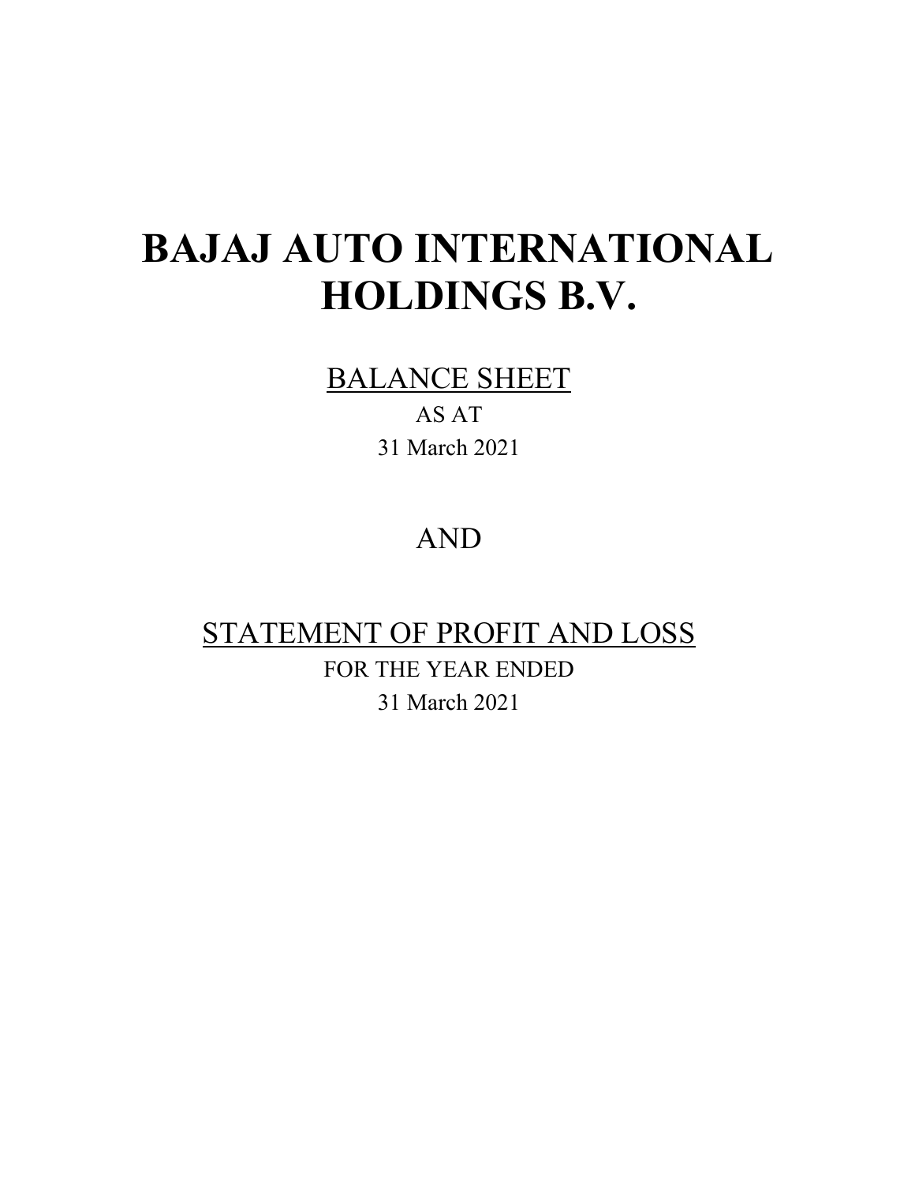# BAJAJ AUTO INTERNATIONAL HOLDINGS B.V.

BALANCE SHEET

AS AT

31 March 2021

AND

STATEMENT OF PROFIT AND LOSS

FOR THE YEAR ENDED

31 March 2021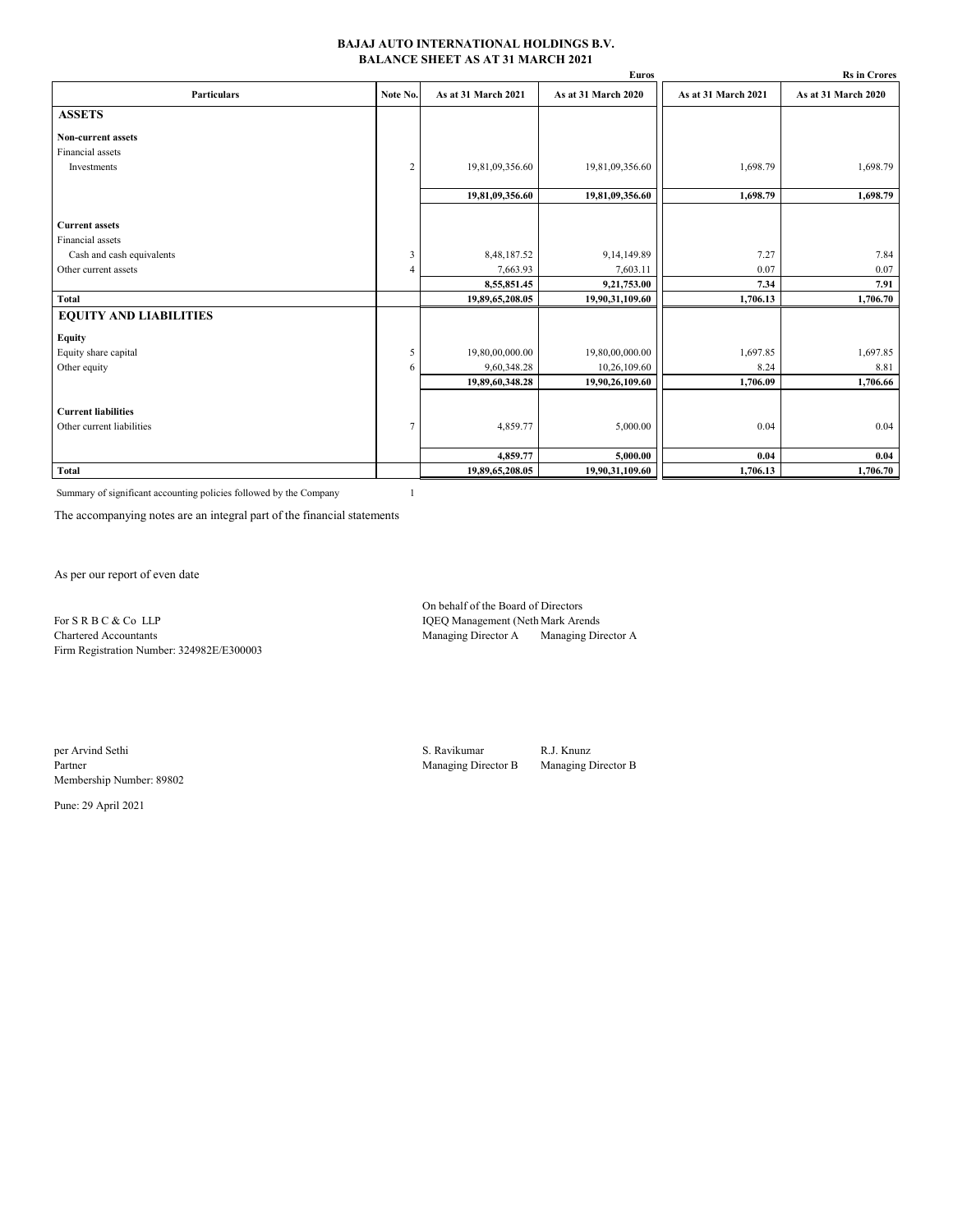# BAJAJ AUTO INTERNATIONAL HOLDINGS B.V.
## BALANCE SHEET AS AT 31 MARCH 2021

| Particulars | Note No. | Euros | | Rs in Crores | |
|---|---|---|---|---|---|
| | | As at 31 March 2021 | As at 31 March 2020 | As at 31 March 2021 | As at 31 March 2020 |
| **ASSETS** | | | | | |
| **Non-current assets** | | | | | |
| Financial assets | | | | | |
| Investments | 2 | 19,81,09,356.60 | 19,81,09,356.60 | 1,698.79 | 1,698.79 |
| | | **19,81,09,356.60** | **19,81,09,356.60** | **1,698.79** | **1,698.79** |
| **Current assets** | | | | | |
| Financial assets | | | | | |
| Cash and cash equivalents | 3 | 8,48,187.52 | 9,14,149.89 | 7.27 | 7.84 |
| Other current assets | 4 | 7,663.93 | 7,603.11 | 0.07 | 0.07 |
| | | **8,55,851.45** | **9,21,753.00** | **7.34** | **7.91** |
| **Total** | | **19,89,65,208.05** | **19,90,31,109.60** | **1,706.13** | **1,706.70** |
| **EQUITY AND LIABILITIES** | | | | | |
| **Equity** | | | | | |
| Equity share capital | 5 | 19,80,00,000.00 | 19,80,00,000.00 | 1,697.85 | 1,697.85 |
| Other equity | 6 | 9,60,348.28 | 10,26,109.60 | 8.24 | 8.81 |
| | | **19,89,60,348.28** | **19,90,26,109.60** | **1,706.09** | **1,706.66** |
| **Current liabilities** | | | | | |
| Other current liabilities | 7 | 4,859.77 | 5,000.00 | 0.04 | 0.04 |
| | | **4,859.77** | **5,000.00** | **0.04** | **0.04** |
| **Total** | | **19,89,65,208.05** | **19,90,31,109.60** | **1,706.13** | **1,706.70** |

Summary of significant accounting policies followed by the Company 1

The accompanying notes are an integral part of the financial statements

As per our report of even date

For S R B C & Co LLP
Chartered Accountants
Firm Registration Number: 324982E/E300003

On behalf of the Board of Directors

IQEQ Management (Neth Mark Arends
Managing Director A Managing Director A

per Arvind Sethi
Partner
Membership Number: 89802

S. Ravikumar R.J. Knunz
Managing Director B Managing Director B

Pune: 29 April 2021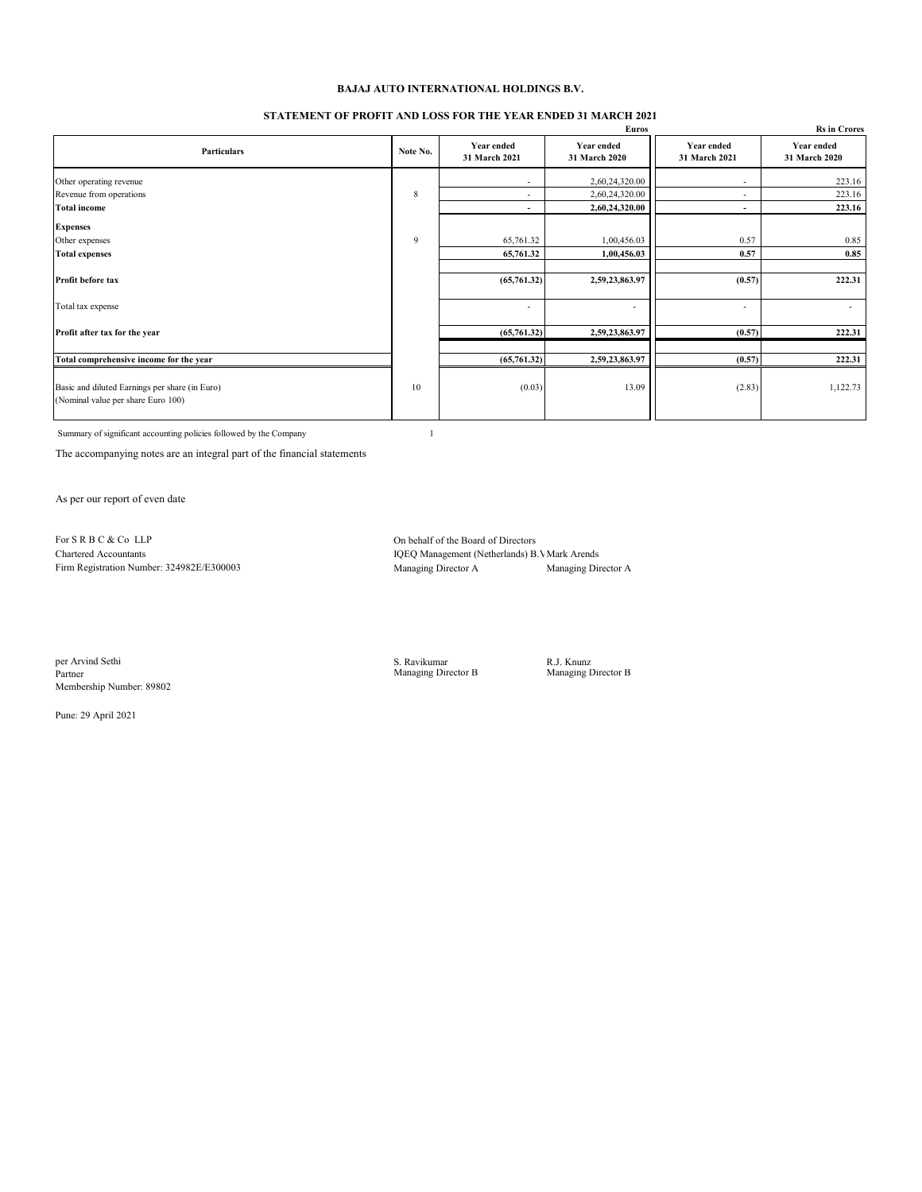# BAJAJ AUTO INTERNATIONAL HOLDINGS B.V.

## STATEMENT OF PROFIT AND LOSS FOR THE YEAR ENDED 31 MARCH 2021

| Particulars | Note No. | Euros<br>Year ended<br>31 March 2021 | Euros<br>Year ended<br>31 March 2020 | Rs in Crores<br>Year ended<br>31 March 2021 | Rs in Crores<br>Year ended<br>31 March 2020 |
|---|---|---|---|---|---|
| Other operating revenue | | - | 2,60,24,320.00 | - | 223.16 |
| Revenue from operations | 8 | - | 2,60,24,320.00 | - | 223.16 |
| **Total income** | | **-** | **2,60,24,320.00** | **-** | **223.16** |
| **Expenses** | | | | | |
| Other expenses | 9 | 65,761.32 | 1,00,456.03 | 0.57 | 0.85 |
| **Total expenses** | | **65,761.32** | **1,00,456.03** | **0.57** | **0.85** |
| **Profit before tax** | | **(65,761.32)** | **2,59,23,863.97** | **(0.57)** | **222.31** |
| Total tax expense | | - | - | - | - |
| **Profit after tax for the year** | | **(65,761.32)** | **2,59,23,863.97** | **(0.57)** | **222.31** |
| **Total comprehensive income for the year** | | **(65,761.32)** | **2,59,23,863.97** | **(0.57)** | **222.31** |
| Basic and diluted Earnings per share (in Euro)<br>(Nominal value per share Euro 100) | 10 | (0.03) | 13.09 | (2.83) | 1,122.73 |

Summary of significant accounting policies followed by the Company 1

The accompanying notes are an integral part of the financial statements

As per our report of even date

For S R B C & Co LLP
Chartered Accountants
Firm Registration Number: 324982E/E300003

On behalf of the Board of Directors

IQEQ Management (Netherlands) B.V. — Managing Director A

Mark Arends — Managing Director A

per Arvind Sethi
Partner
Membership Number: 89802

S. Ravikumar — Managing Director B

R.J. Knunz — Managing Director B

Pune: 29 April 2021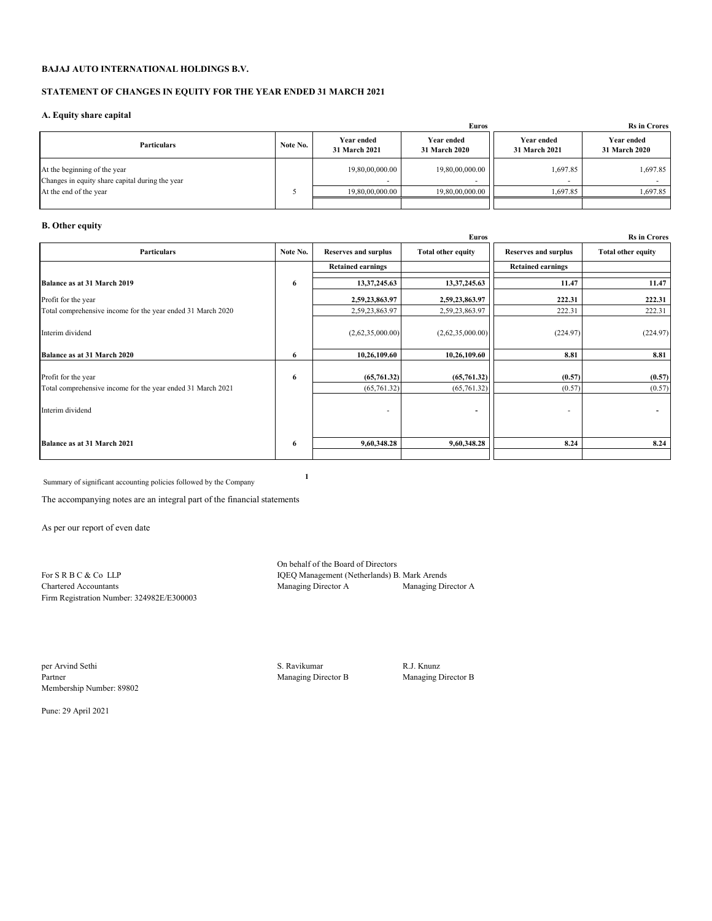**BAJAJ AUTO INTERNATIONAL HOLDINGS B.V.**

**STATEMENT OF CHANGES IN EQUITY FOR THE YEAR ENDED 31 MARCH 2021**

**A. Equity share capital**

| Particulars | Note No. | Euros | | Rs in Crores | |
|---|---|---|---|---|---|
| | | **Year ended 31 March 2021** | **Year ended 31 March 2020** | **Year ended 31 March 2021** | **Year ended 31 March 2020** |
| At the beginning of the year | | 19,80,00,000.00 | 19,80,00,000.00 | 1,697.85 | 1,697.85 |
| Changes in equity share capital during the year | | - | - | - | - |
| At the end of the year | 5 | 19,80,00,000.00 | 19,80,00,000.00 | 1,697.85 | 1,697.85 |

**B. Other equity**

| Particulars | Note No. | Euros | | Rs in Crores | |
|---|---|---|---|---|---|
| | | **Reserves and surplus** | **Total other equity** | **Reserves and surplus** | **Total other equity** |
| | | **Retained earnings** | | **Retained earnings** | |
| **Balance as at 31 March 2019** | 6 | **13,37,245.63** | **13,37,245.63** | **11.47** | **11.47** |
| Profit for the year | | **2,59,23,863.97** | **2,59,23,863.97** | **222.31** | **222.31** |
| Total comprehensive income for the year ended 31 March 2020 | | 2,59,23,863.97 | 2,59,23,863.97 | 222.31 | 222.31 |
| Interim dividend | | (2,62,35,000.00) | (2,62,35,000.00) | (224.97) | (224.97) |
| **Balance as at 31 March 2020** | 6 | **10,26,109.60** | **10,26,109.60** | **8.81** | **8.81** |
| Profit for the year | 6 | **(65,761.32)** | **(65,761.32)** | **(0.57)** | **(0.57)** |
| Total comprehensive income for the year ended 31 March 2021 | | (65,761.32) | (65,761.32) | (0.57) | (0.57) |
| Interim dividend | | - | - | - | - |
| **Balance as at 31 March 2021** | 6 | **9,60,348.28** | **9,60,348.28** | **8.24** | **8.24** |

Summary of significant accounting policies followed by the Company **1**

The accompanying notes are an integral part of the financial statements

As per our report of even date

For S R B C & Co LLP
Chartered Accountants
Firm Registration Number: 324982E/E300003

On behalf of the Board of Directors

IQEQ Management (Netherlands) B.
Managing Director A

Mark Arends
Managing Director A

per Arvind Sethi
Partner
Membership Number: 89802

S. Ravikumar
Managing Director B

R.J. Knunz
Managing Director B

Pune: 29 April 2021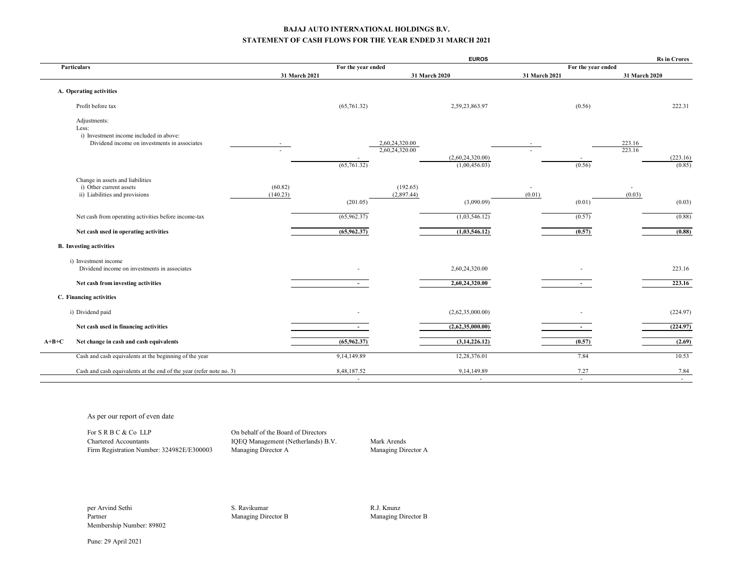**BAJAJ AUTO INTERNATIONAL HOLDINGS B.V.**

**STATEMENT OF CASH FLOWS FOR THE YEAR ENDED 31 MARCH 2021**

| | Particulars | EUROS | | | | Rs in Crores | | | |
|---|---|---|---|---|---|---|---|---|---|
| | | For the year ended | | | | For the year ended | | | |
| | | 31 March 2021 | | 31 March 2020 | | 31 March 2021 | | 31 March 2020 | |
| | **A. Operating activities** | | | | | | | | |
| | Profit before tax | | (65,761.32) | | 2,59,23,863.97 | | (0.56) | | 222.31 |
| | Adjustments: | | | | | | | | |
| | Less: | | | | | | | | |
| | i) Investment income included in above: | | | | | | | | |
| | Dividend income on investments in associates | - | | 2,60,24,320.00 | | - | | 223.16 | |
| | | - | | 2,60,24,320.00 | | - | | 223.16 | |
| | | | - | | (2,60,24,320.00) | | - | | (223.16) |
| | | | (65,761.32) | | (1,00,456.03) | | (0.56) | | (0.85) |
| | Change in assets and liabilities | | | | | | | | |
| | i) Other current assets | (60.82) | | (192.65) | | - | | - | |
| | ii) Liabilities and provisions | (140.23) | | (2,897.44) | | (0.01) | | (0.03) | |
| | | | (201.05) | | (3,090.09) | | (0.01) | | (0.03) |
| | Net cash from operating activities before income-tax | | (65,962.37) | | (1,03,546.12) | | (0.57) | | (0.88) |
| | **Net cash used in operating activities** | | **(65,962.37)** | | **(1,03,546.12)** | | **(0.57)** | | **(0.88)** |
| | **B. Investing activities** | | | | | | | | |
| | i) Investment income | | | | | | | | |
| | Dividend income on investments in associates | | - | | 2,60,24,320.00 | | - | | 223.16 |
| | **Net cash from investing activities** | | **-** | | **2,60,24,320.00** | | **-** | | **223.16** |
| | **C. Financing activities** | | | | | | | | |
| | i) Dividend paid | | - | | (2,62,35,000.00) | | - | | (224.97) |
| | **Net cash used in financing activities** | | **-** | | **(2,62,35,000.00)** | | **-** | | **(224.97)** |
| **A+B+C** | **Net change in cash and cash equivalents** | | **(65,962.37)** | | **(3,14,226.12)** | | **(0.57)** | | **(2.69)** |
| | Cash and cash equivalents at the beginning of the year | | 9,14,149.89 | | 12,28,376.01 | | 7.84 | | 10.53 |
| | Cash and cash equivalents at the end of the year (refer note no. 3) | | 8,48,187.52 | | 9,14,149.89 | | 7.27 | | 7.84 |
| | | | - | | - | | - | | - |

As per our report of even date

| | | |
|---|---|---|
| For S R B C & Co LLP | On behalf of the Board of Directors | |
| Chartered Accountants | IQEQ Management (Netherlands) B.V. | Mark Arends |
| Firm Registration Number: 324982E/E300003 | Managing Director A | Managing Director A |
| | | |
| per Arvind Sethi | S. Ravikumar | R.J. Knunz |
| Partner | Managing Director B | Managing Director B |
| Membership Number: 89802 | | |

Pune: 29 April 2021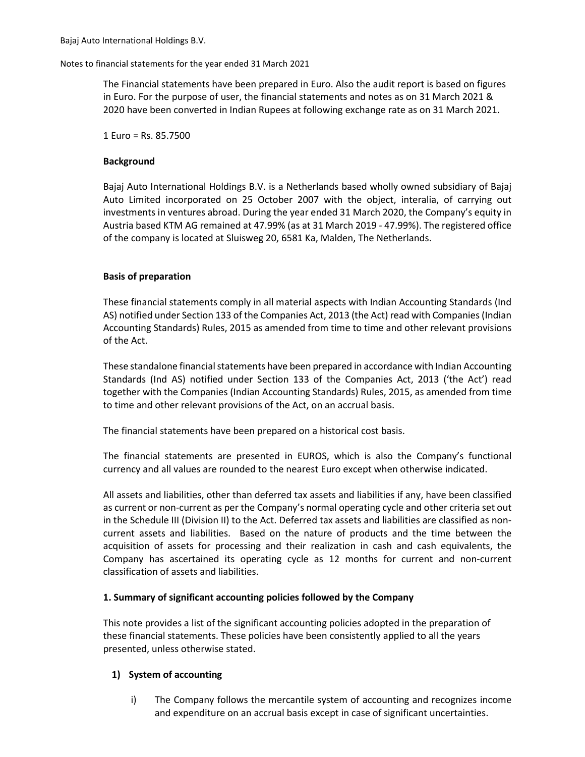The Financial statements have been prepared in Euro. Also the audit report is based on figures in Euro. For the purpose of user, the financial statements and notes as on 31 March 2021 & 2020 have been converted in Indian Rupees at following exchange rate as on 31 March 2021.

1 Euro = Rs. 85.7500

**Background**

Bajaj Auto International Holdings B.V. is a Netherlands based wholly owned subsidiary of Bajaj Auto Limited incorporated on 25 October 2007 with the object, interalia, of carrying out investments in ventures abroad. During the year ended 31 March 2020, the Company's equity in Austria based KTM AG remained at 47.99% (as at 31 March 2019 - 47.99%). The registered office of the company is located at Sluisweg 20, 6581 Ka, Malden, The Netherlands.

**Basis of preparation**

These financial statements comply in all material aspects with Indian Accounting Standards (Ind AS) notified under Section 133 of the Companies Act, 2013 (the Act) read with Companies (Indian Accounting Standards) Rules, 2015 as amended from time to time and other relevant provisions of the Act.

These standalone financial statements have been prepared in accordance with Indian Accounting Standards (Ind AS) notified under Section 133 of the Companies Act, 2013 ('the Act') read together with the Companies (Indian Accounting Standards) Rules, 2015, as amended from time to time and other relevant provisions of the Act, on an accrual basis.

The financial statements have been prepared on a historical cost basis.

The financial statements are presented in EUROS, which is also the Company's functional currency and all values are rounded to the nearest Euro except when otherwise indicated.

All assets and liabilities, other than deferred tax assets and liabilities if any, have been classified as current or non-current as per the Company's normal operating cycle and other criteria set out in the Schedule III (Division II) to the Act. Deferred tax assets and liabilities are classified as non-current assets and liabilities. Based on the nature of products and the time between the acquisition of assets for processing and their realization in cash and cash equivalents, the Company has ascertained its operating cycle as 12 months for current and non-current classification of assets and liabilities.

**1. Summary of significant accounting policies followed by the Company**

This note provides a list of the significant accounting policies adopted in the preparation of these financial statements. These policies have been consistently applied to all the years presented, unless otherwise stated.

**1) System of accounting**

i) The Company follows the mercantile system of accounting and recognizes income and expenditure on an accrual basis except in case of significant uncertainties.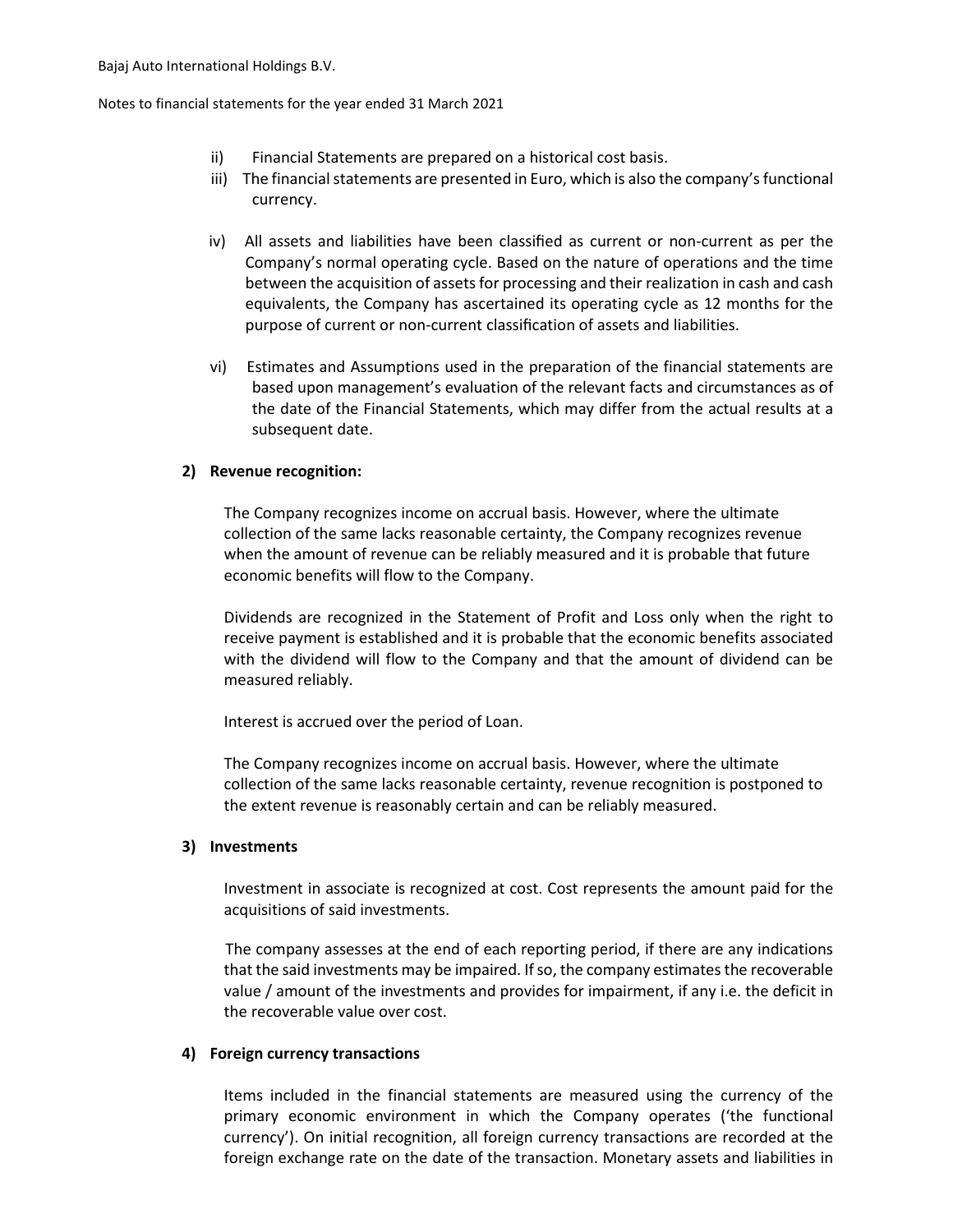ii) Financial Statements are prepared on a historical cost basis.

iii) The financial statements are presented in Euro, which is also the company's functional currency.

iv) All assets and liabilities have been classified as current or non-current as per the Company's normal operating cycle. Based on the nature of operations and the time between the acquisition of assets for processing and their realization in cash and cash equivalents, the Company has ascertained its operating cycle as 12 months for the purpose of current or non-current classification of assets and liabilities.

vi) Estimates and Assumptions used in the preparation of the financial statements are based upon management's evaluation of the relevant facts and circumstances as of the date of the Financial Statements, which may differ from the actual results at a subsequent date.

**2) Revenue recognition:**

The Company recognizes income on accrual basis. However, where the ultimate collection of the same lacks reasonable certainty, the Company recognizes revenue when the amount of revenue can be reliably measured and it is probable that future economic benefits will flow to the Company.

Dividends are recognized in the Statement of Profit and Loss only when the right to receive payment is established and it is probable that the economic benefits associated with the dividend will flow to the Company and that the amount of dividend can be measured reliably.

Interest is accrued over the period of Loan.

The Company recognizes income on accrual basis. However, where the ultimate collection of the same lacks reasonable certainty, revenue recognition is postponed to the extent revenue is reasonably certain and can be reliably measured.

**3) Investments**

Investment in associate is recognized at cost. Cost represents the amount paid for the acquisitions of said investments.

The company assesses at the end of each reporting period, if there are any indications that the said investments may be impaired. If so, the company estimates the recoverable value / amount of the investments and provides for impairment, if any i.e. the deficit in the recoverable value over cost.

**4) Foreign currency transactions**

Items included in the financial statements are measured using the currency of the primary economic environment in which the Company operates ('the functional currency'). On initial recognition, all foreign currency transactions are recorded at the foreign exchange rate on the date of the transaction. Monetary assets and liabilities in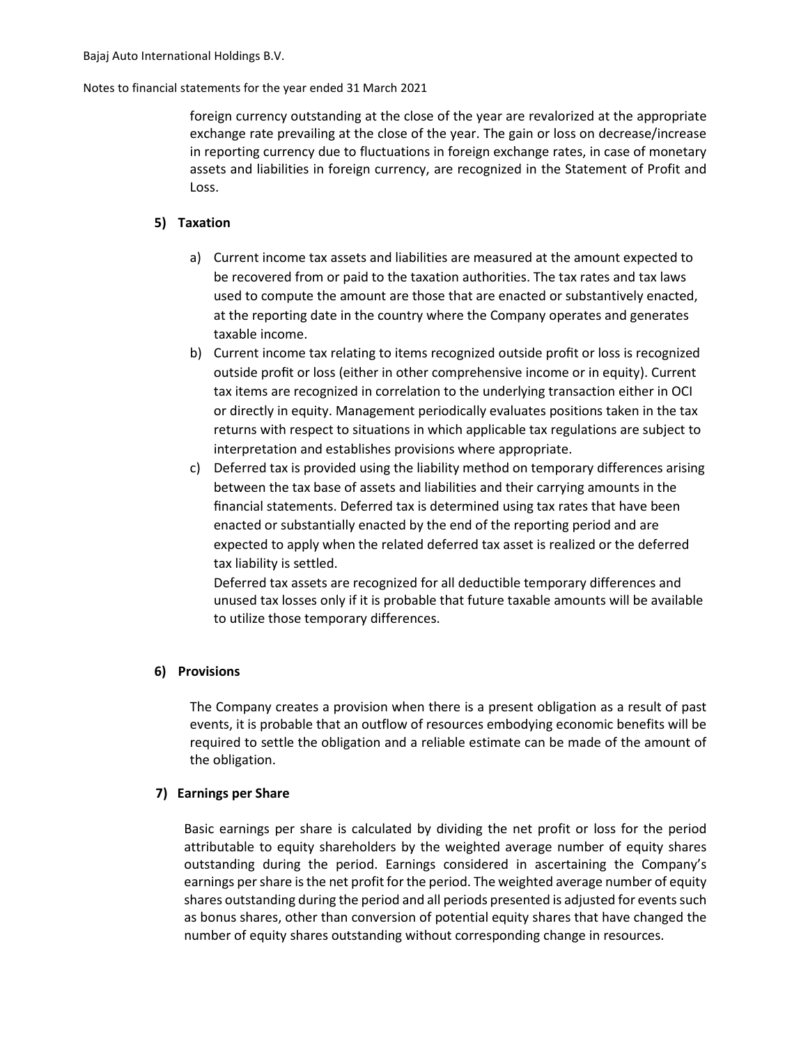foreign currency outstanding at the close of the year are revalorized at the appropriate exchange rate prevailing at the close of the year. The gain or loss on decrease/increase in reporting currency due to fluctuations in foreign exchange rates, in case of monetary assets and liabilities in foreign currency, are recognized in the Statement of Profit and Loss.

**5) Taxation**

a) Current income tax assets and liabilities are measured at the amount expected to be recovered from or paid to the taxation authorities. The tax rates and tax laws used to compute the amount are those that are enacted or substantively enacted, at the reporting date in the country where the Company operates and generates taxable income.

b) Current income tax relating to items recognized outside profit or loss is recognized outside profit or loss (either in other comprehensive income or in equity). Current tax items are recognized in correlation to the underlying transaction either in OCI or directly in equity. Management periodically evaluates positions taken in the tax returns with respect to situations in which applicable tax regulations are subject to interpretation and establishes provisions where appropriate.

c) Deferred tax is provided using the liability method on temporary differences arising between the tax base of assets and liabilities and their carrying amounts in the financial statements. Deferred tax is determined using tax rates that have been enacted or substantially enacted by the end of the reporting period and are expected to apply when the related deferred tax asset is realized or the deferred tax liability is settled.

   Deferred tax assets are recognized for all deductible temporary differences and unused tax losses only if it is probable that future taxable amounts will be available to utilize those temporary differences.

**6) Provisions**

The Company creates a provision when there is a present obligation as a result of past events, it is probable that an outflow of resources embodying economic benefits will be required to settle the obligation and a reliable estimate can be made of the amount of the obligation.

**7) Earnings per Share**

Basic earnings per share is calculated by dividing the net profit or loss for the period attributable to equity shareholders by the weighted average number of equity shares outstanding during the period. Earnings considered in ascertaining the Company's earnings per share is the net profit for the period. The weighted average number of equity shares outstanding during the period and all periods presented is adjusted for events such as bonus shares, other than conversion of potential equity shares that have changed the number of equity shares outstanding without corresponding change in resources.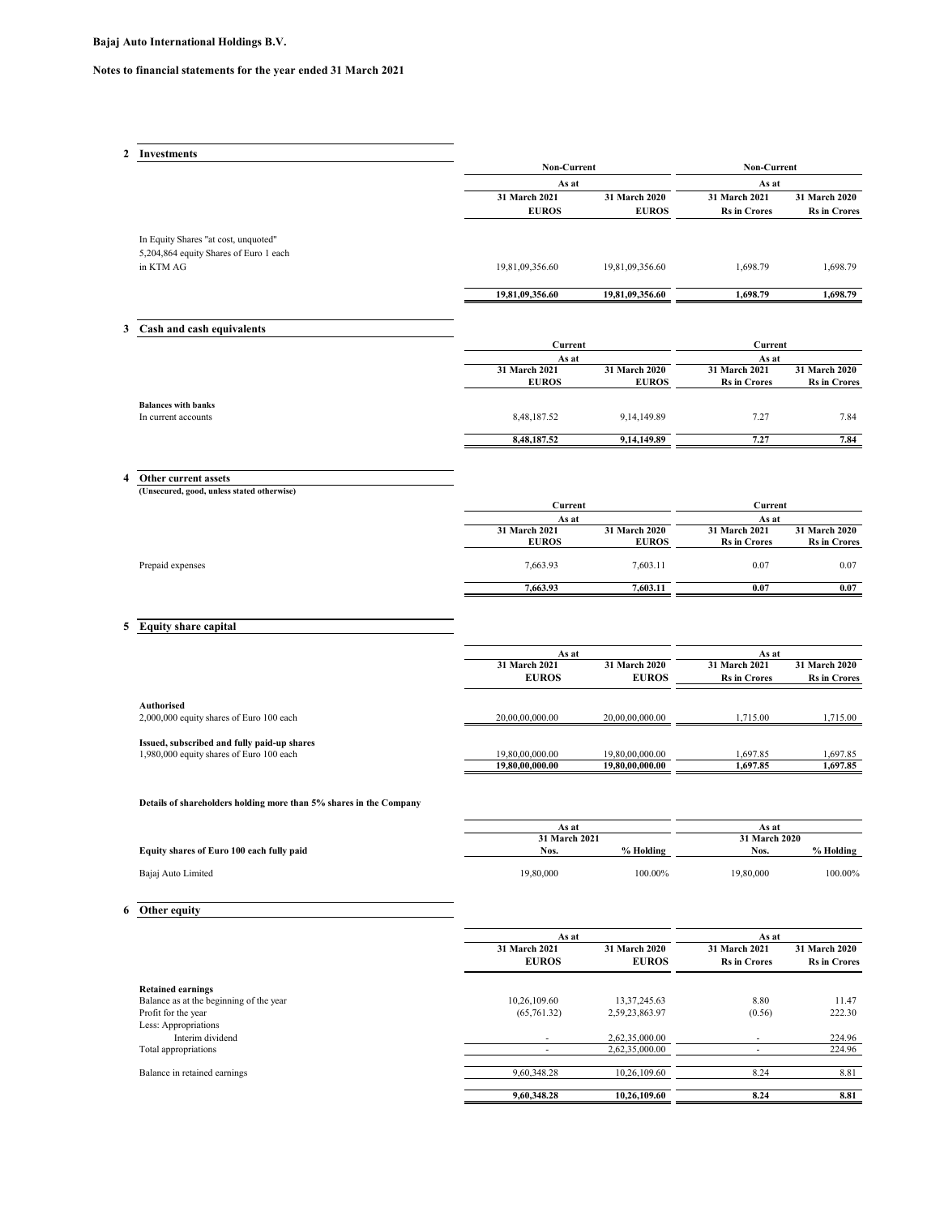**Bajaj Auto International Holdings B.V.**

**Notes to financial statements for the year ended 31 March 2021**

## 2 Investments

| | Non-Current | | Non-Current | |
|---|---|---|---|---|
| | As at | | As at | |
| | 31 March 2021 | 31 March 2020 | 31 March 2021 | 31 March 2020 |
| | EUROS | EUROS | Rs in Crores | Rs in Crores |
| In Equity Shares "at cost, unquoted" | | | | |
| 5,204,864 equity Shares of Euro 1 each in KTM AG | 19,81,09,356.60 | 19,81,09,356.60 | 1,698.79 | 1,698.79 |
| | **19,81,09,356.60** | **19,81,09,356.60** | **1,698.79** | **1,698.79** |

## 3 Cash and cash equivalents

| | Current | | Current | |
|---|---|---|---|---|
| | As at | | As at | |
| | 31 March 2021 | 31 March 2020 | 31 March 2021 | 31 March 2020 |
| | EUROS | EUROS | Rs in Crores | Rs in Crores |
| **Balances with banks** | | | | |
| In current accounts | 8,48,187.52 | 9,14,149.89 | 7.27 | 7.84 |
| | **8,48,187.52** | **9,14,149.89** | **7.27** | **7.84** |

## 4 Other current assets

**(Unsecured, good, unless stated otherwise)**

| | Current | | Current | |
|---|---|---|---|---|
| | As at | | As at | |
| | 31 March 2021 | 31 March 2020 | 31 March 2021 | 31 March 2020 |
| | EUROS | EUROS | Rs in Crores | Rs in Crores |
| Prepaid expenses | 7,663.93 | 7,603.11 | 0.07 | 0.07 |
| | **7,663.93** | **7,603.11** | **0.07** | **0.07** |

## 5 Equity share capital

| | As at | | As at | |
|---|---|---|---|---|
| | 31 March 2021 | 31 March 2020 | 31 March 2021 | 31 March 2020 |
| | EUROS | EUROS | Rs in Crores | Rs in Crores |
| **Authorised** | | | | |
| 2,000,000 equity shares of Euro 100 each | 20,00,00,000.00 | 20,00,00,000.00 | 1,715.00 | 1,715.00 |
| **Issued, subscribed and fully paid-up shares** | | | | |
| 1,980,000 equity shares of Euro 100 each | 19,80,00,000.00 | 19,80,00,000.00 | 1,697.85 | 1,697.85 |
| | **19,80,00,000.00** | **19,80,00,000.00** | **1,697.85** | **1,697.85** |

**Details of shareholders holding more than 5% shares in the Company**

| | As at | | As at | |
|---|---|---|---|---|
| | 31 March 2021 | | 31 March 2020 | |
| **Equity shares of Euro 100 each fully paid** | Nos. | % Holding | Nos. | % Holding |
| Bajaj Auto Limited | 19,80,000 | 100.00% | 19,80,000 | 100.00% |

## 6 Other equity

| | As at | | As at | |
|---|---|---|---|---|
| | 31 March 2021 | 31 March 2020 | 31 March 2021 | 31 March 2020 |
| | EUROS | EUROS | Rs in Crores | Rs in Crores |
| **Retained earnings** | | | | |
| Balance as at the beginning of the year | 10,26,109.60 | 13,37,245.63 | 8.80 | 11.47 |
| Profit for the year | (65,761.32) | 2,59,23,863.97 | (0.56) | 222.30 |
| Less: Appropriations | | | | |
| Interim dividend | - | 2,62,35,000.00 | - | 224.96 |
| Total appropriations | - | 2,62,35,000.00 | - | 224.96 |
| Balance in retained earnings | 9,60,348.28 | 10,26,109.60 | 8.24 | 8.81 |
| | **9,60,348.28** | **10,26,109.60** | **8.24** | **8.81** |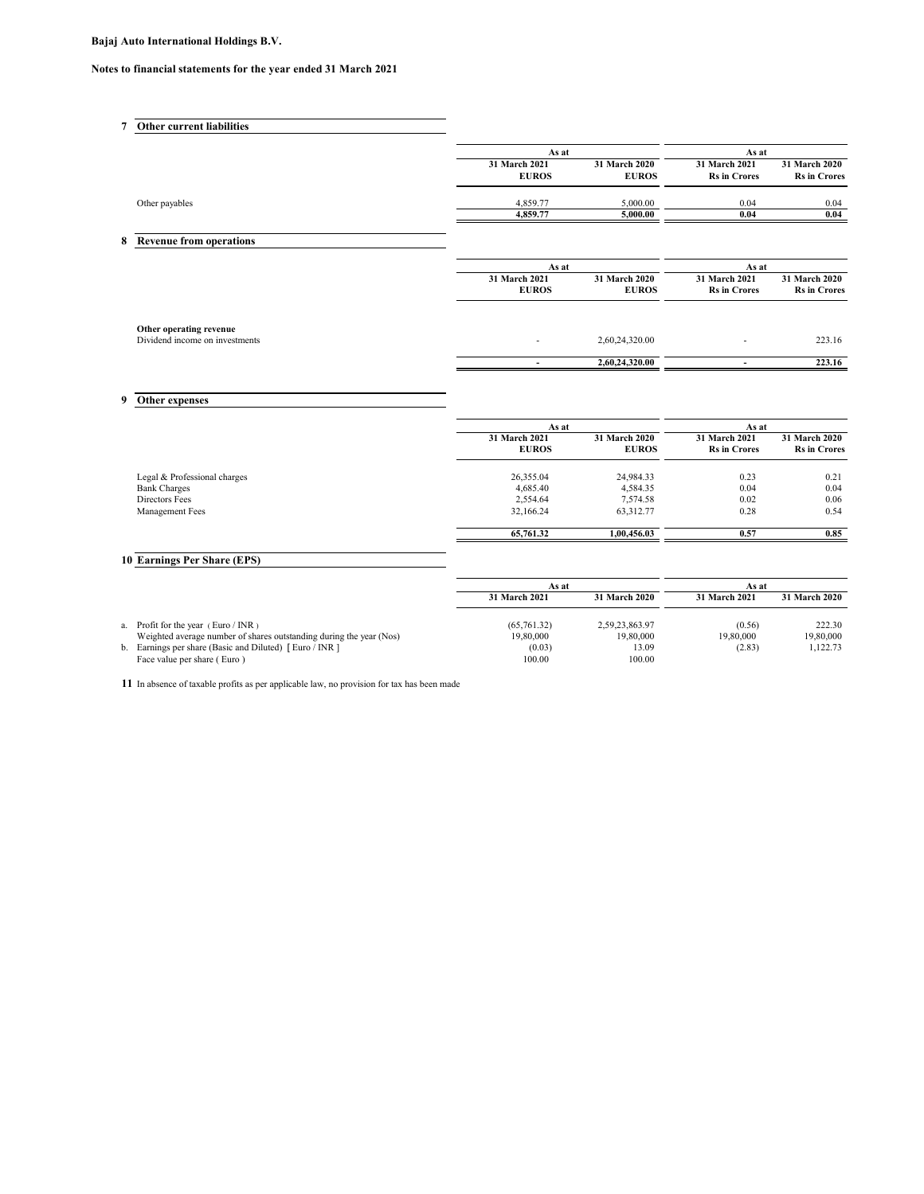**Bajaj Auto International Holdings B.V.**

**Notes to financial statements for the year ended 31 March 2021**

## 7 Other current liabilities

| | As at | | As at | |
|---|---|---|---|---|
| | 31 March 2021 EUROS | 31 March 2020 EUROS | 31 March 2021 Rs in Crores | 31 March 2020 Rs in Crores |
| Other payables | 4,859.77 | 5,000.00 | 0.04 | 0.04 |
| | **4,859.77** | **5,000.00** | **0.04** | **0.04** |

## 8 Revenue from operations

| | As at | | As at | |
|---|---|---|---|---|
| | 31 March 2021 EUROS | 31 March 2020 EUROS | 31 March 2021 Rs in Crores | 31 March 2020 Rs in Crores |
| **Other operating revenue** | | | | |
| Dividend income on investments | - | 2,60,24,320.00 | - | 223.16 |
| | **-** | **2,60,24,320.00** | **-** | **223.16** |

## 9 Other expenses

| | As at | | As at | |
|---|---|---|---|---|
| | 31 March 2021 EUROS | 31 March 2020 EUROS | 31 March 2021 Rs in Crores | 31 March 2020 Rs in Crores |
| Legal & Professional charges | 26,355.04 | 24,984.33 | 0.23 | 0.21 |
| Bank Charges | 4,685.40 | 4,584.35 | 0.04 | 0.04 |
| Directors Fees | 2,554.64 | 7,574.58 | 0.02 | 0.06 |
| Management Fees | 32,166.24 | 63,312.77 | 0.28 | 0.54 |
| | **65,761.32** | **1,00,456.03** | **0.57** | **0.85** |

## 10 Earnings Per Share (EPS)

| | As at | | As at | |
|---|---|---|---|---|
| | 31 March 2021 | 31 March 2020 | 31 March 2021 | 31 March 2020 |
| a. Profit for the year ( Euro / INR ) | (65,761.32) | 2,59,23,863.97 | (0.56) | 222.30 |
| Weighted average number of shares outstanding during the year (Nos) | 19,80,000 | 19,80,000 | 19,80,000 | 19,80,000 |
| b. Earnings per share (Basic and Diluted) [ Euro / INR ] | (0.03) | 13.09 | (2.83) | 1,122.73 |
| Face value per share ( Euro ) | 100.00 | 100.00 | | |

**11** In absence of taxable profits as per applicable law, no provision for tax has been made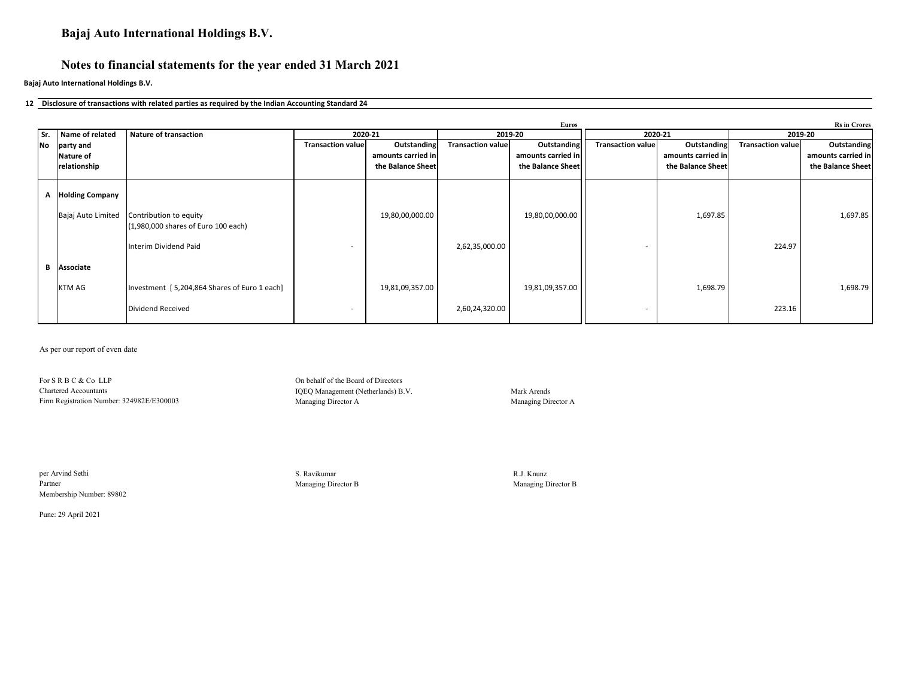# Bajaj Auto International Holdings B.V.

## Notes to financial statements for the year ended 31 March 2021

**Bajaj Auto International Holdings B.V.**

**12 Disclosure of transactions with related parties as required by the Indian Accounting Standard 24**

| Sr. No | Name of related party and Nature of relationship | Nature of transaction | Euros 2020-21 Transaction value | Euros 2020-21 Outstanding amounts carried in the Balance Sheet | Euros 2019-20 Transaction value | Euros 2019-20 Outstanding amounts carried in the Balance Sheet | Rs in Crores 2020-21 Transaction value | Rs in Crores 2020-21 Outstanding amounts carried in the Balance Sheet | Rs in Crores 2019-20 Transaction value | Rs in Crores 2019-20 Outstanding amounts carried in the Balance Sheet |
|---|---|---|---|---|---|---|---|---|---|---|
| **A** | **Holding Company** | | | | | | | | | |
| | Bajaj Auto Limited | Contribution to equity (1,980,000 shares of Euro 100 each) | | 19,80,00,000.00 | | 19,80,00,000.00 | | 1,697.85 | | 1,697.85 |
| | | Interim Dividend Paid | - | | 2,62,35,000.00 | | - | | 224.97 | |
| **B** | **Associate** | | | | | | | | | |
| | KTM AG | Investment [ 5,204,864 Shares of Euro 1 each] | | 19,81,09,357.00 | | 19,81,09,357.00 | | 1,698.79 | | 1,698.79 |
| | | Dividend Received | - | | 2,60,24,320.00 | | - | | 223.16 | |

As per our report of even date

For S R B C & Co LLP
Chartered Accountants
Firm Registration Number: 324982E/E300003

On behalf of the Board of Directors
IQEQ Management (Netherlands) B.V.
Managing Director A

Mark Arends
Managing Director A

per Arvind Sethi
Partner
Membership Number: 89802

S. Ravikumar
Managing Director B

R.J. Knunz
Managing Director B

Pune: 29 April 2021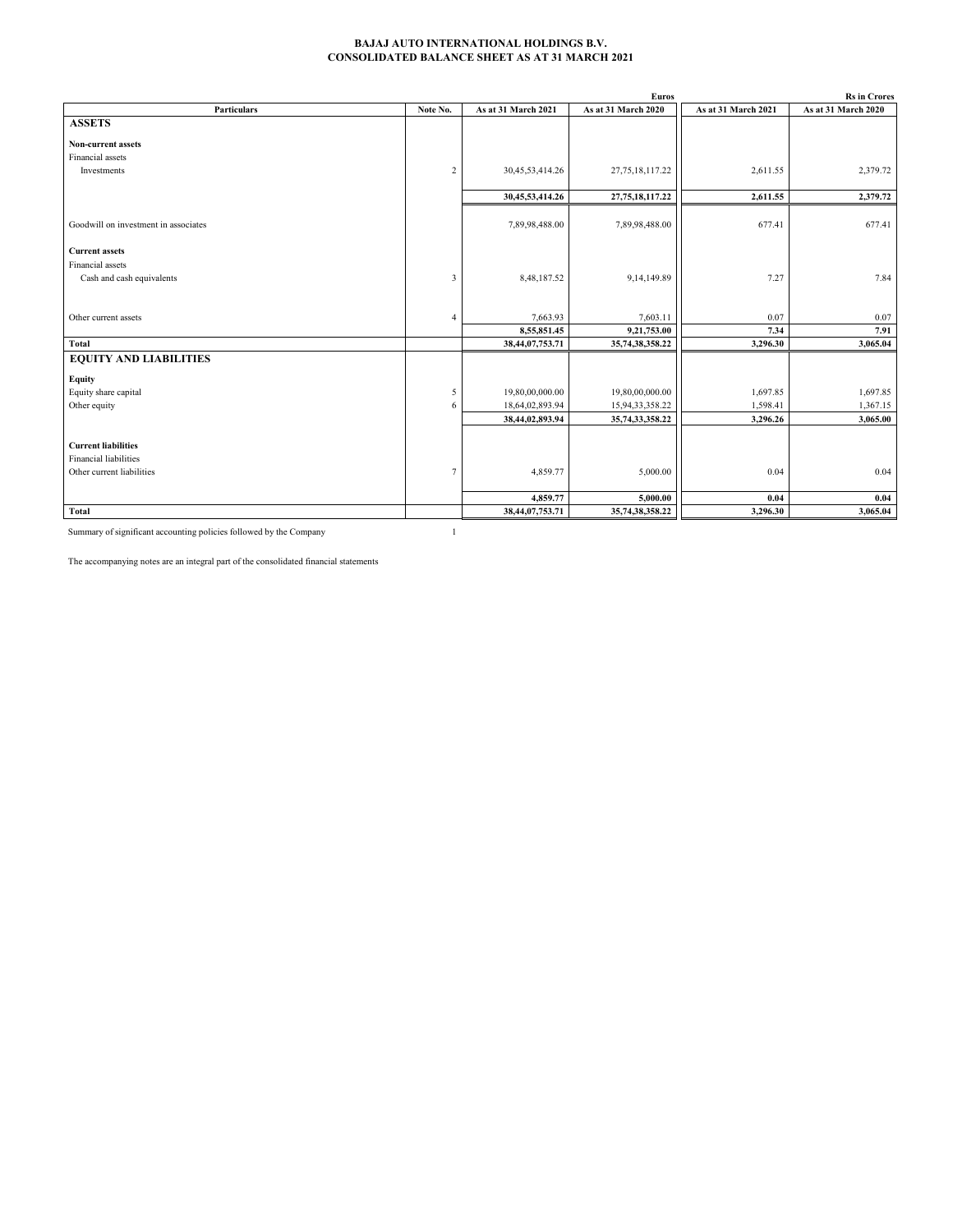# BAJAJ AUTO INTERNATIONAL HOLDINGS B.V.
## CONSOLIDATED BALANCE SHEET AS AT 31 MARCH 2021

| | | Euros | | Rs in Crores | |
|---|---|---|---|---|---|
| **Particulars** | **Note No.** | **As at 31 March 2021** | **As at 31 March 2020** | **As at 31 March 2021** | **As at 31 March 2020** |
| **ASSETS** | | | | | |
| **Non-current assets** | | | | | |
| Financial assets | | | | | |
| Investments | 2 | 30,45,53,414.26 | 27,75,18,117.22 | 2,611.55 | 2,379.72 |
| | | **30,45,53,414.26** | **27,75,18,117.22** | **2,611.55** | **2,379.72** |
| Goodwill on investment in associates | | 7,89,98,488.00 | 7,89,98,488.00 | 677.41 | 677.41 |
| **Current assets** | | | | | |
| Financial assets | | | | | |
| Cash and cash equivalents | 3 | 8,48,187.52 | 9,14,149.89 | 7.27 | 7.84 |
| Other current assets | 4 | 7,663.93 | 7,603.11 | 0.07 | 0.07 |
| | | **8,55,851.45** | **9,21,753.00** | **7.34** | **7.91** |
| **Total** | | **38,44,07,753.71** | **35,74,38,358.22** | **3,296.30** | **3,065.04** |
| **EQUITY AND LIABILITIES** | | | | | |
| **Equity** | | | | | |
| Equity share capital | 5 | 19,80,00,000.00 | 19,80,00,000.00 | 1,697.85 | 1,697.85 |
| Other equity | 6 | 18,64,02,893.94 | 15,94,33,358.22 | 1,598.41 | 1,367.15 |
| | | **38,44,02,893.94** | **35,74,33,358.22** | **3,296.26** | **3,065.00** |
| **Current liabilities** | | | | | |
| Financial liabilities | | | | | |
| Other current liabilities | 7 | 4,859.77 | 5,000.00 | 0.04 | 0.04 |
| | | **4,859.77** | **5,000.00** | **0.04** | **0.04** |
| **Total** | | **38,44,07,753.71** | **35,74,38,358.22** | **3,296.30** | **3,065.04** |

Summary of significant accounting policies followed by the Company 1

The accompanying notes are an integral part of the consolidated financial statements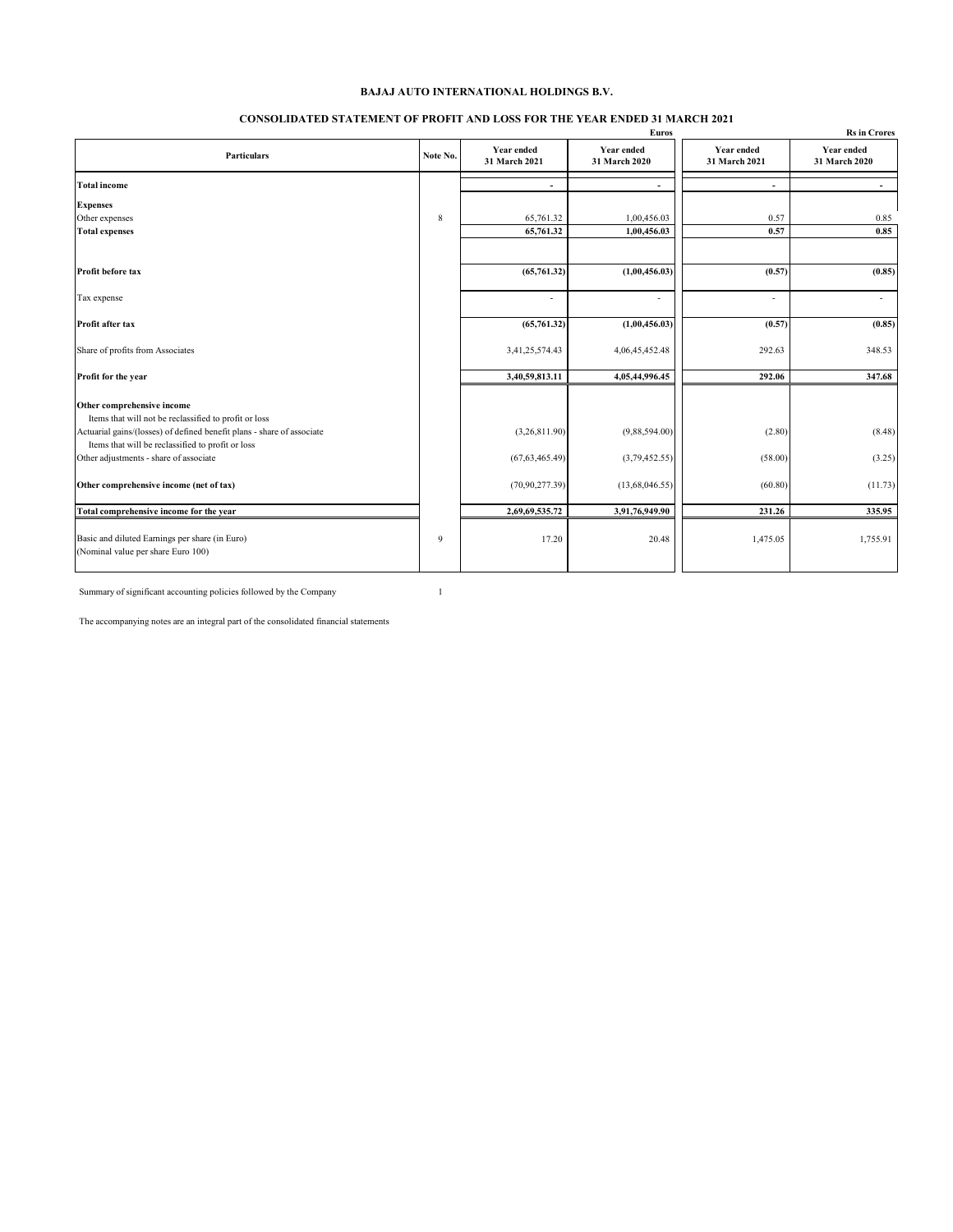# BAJAJ AUTO INTERNATIONAL HOLDINGS B.V.

## CONSOLIDATED STATEMENT OF PROFIT AND LOSS FOR THE YEAR ENDED 31 MARCH 2021

| Particulars | Note No. | Euros | | Rs in Crores | |
|---|---|---|---|---|---|
| | | Year ended 31 March 2021 | Year ended 31 March 2020 | Year ended 31 March 2021 | Year ended 31 March 2020 |
| **Total income** | | - | - | - | - |
| **Expenses** | | | | | |
| Other expenses | 8 | 65,761.32 | 1,00,456.03 | 0.57 | 0.85 |
| **Total expenses** | | **65,761.32** | **1,00,456.03** | **0.57** | **0.85** |
| **Profit before tax** | | **(65,761.32)** | **(1,00,456.03)** | **(0.57)** | **(0.85)** |
| Tax expense | | - | - | - | - |
| **Profit after tax** | | **(65,761.32)** | **(1,00,456.03)** | **(0.57)** | **(0.85)** |
| Share of profits from Associates | | 3,41,25,574.43 | 4,06,45,452.48 | 292.63 | 348.53 |
| **Profit for the year** | | **3,40,59,813.11** | **4,05,44,996.45** | **292.06** | **347.68** |
| **Other comprehensive income** | | | | | |
| Items that will not be reclassified to profit or loss | | | | | |
| Actuarial gains/(losses) of defined benefit plans - share of associate | | (3,26,811.90) | (9,88,594.00) | (2.80) | (8.48) |
| Items that will be reclassified to profit or loss | | | | | |
| Other adjustments - share of associate | | (67,63,465.49) | (3,79,452.55) | (58.00) | (3.25) |
| **Other comprehensive income (net of tax)** | | (70,90,277.39) | (13,68,046.55) | (60.80) | (11.73) |
| **Total comprehensive income for the year** | | **2,69,69,535.72** | **3,91,76,949.90** | **231.26** | **335.95** |
| Basic and diluted Earnings per share (in Euro) (Nominal value per share Euro 100) | 9 | 17.20 | 20.48 | 1,475.05 | 1,755.91 |

Summary of significant accounting policies followed by the Company 1

The accompanying notes are an integral part of the consolidated financial statements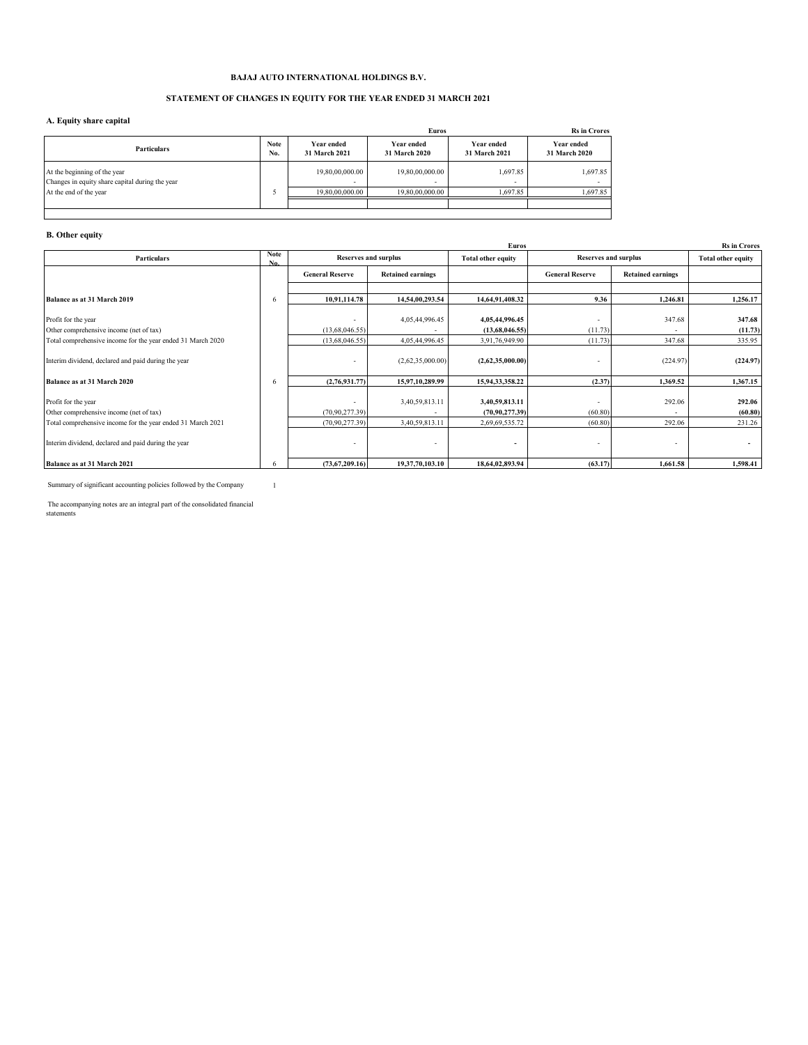**BAJAJ AUTO INTERNATIONAL HOLDINGS B.V.**

**STATEMENT OF CHANGES IN EQUITY FOR THE YEAR ENDED 31 MARCH 2021**

## A. Equity share capital

| Particulars | Note No. | Euros | | Rs in Crores | |
|---|---|---|---|---|---|
| | | **Year ended 31 March 2021** | **Year ended 31 March 2020** | **Year ended 31 March 2021** | **Year ended 31 March 2020** |
| At the beginning of the year | | 19,80,00,000.00 | 19,80,00,000.00 | 1,697.85 | 1,697.85 |
| Changes in equity share capital during the year | | - | - | - | - |
| At the end of the year | 5 | 19,80,00,000.00 | 19,80,00,000.00 | 1,697.85 | 1,697.85 |

## B. Other equity

| Particulars | Note No. | Euros | | | Rs in Crores | | |
|---|---|---|---|---|---|---|---|
| | | **Reserves and surplus** | | **Total other equity** | **Reserves and surplus** | | **Total other equity** |
| | | **General Reserve** | **Retained earnings** | | **General Reserve** | **Retained earnings** | |
| **Balance as at 31 March 2019** | 6 | **10,91,114.78** | **14,54,00,293.54** | **14,64,91,408.32** | **9.36** | **1,246.81** | **1,256.17** |
| Profit for the year | | - | 4,05,44,996.45 | **4,05,44,996.45** | - | 347.68 | **347.68** |
| Other comprehensive income (net of tax) | | (13,68,046.55) | - | **(13,68,046.55)** | (11.73) | - | **(11.73)** |
| Total comprehensive income for the year ended 31 March 2020 | | (13,68,046.55) | 4,05,44,996.45 | 3,91,76,949.90 | (11.73) | 347.68 | 335.95 |
| Interim dividend, declared and paid during the year | | - | (2,62,35,000.00) | **(2,62,35,000.00)** | - | (224.97) | **(224.97)** |
| **Balance as at 31 March 2020** | 6 | **(2,76,931.77)** | **15,97,10,289.99** | **15,94,33,358.22** | **(2.37)** | **1,369.52** | **1,367.15** |
| Profit for the year | | - | 3,40,59,813.11 | **3,40,59,813.11** | - | 292.06 | **292.06** |
| Other comprehensive income (net of tax) | | (70,90,277.39) | - | **(70,90,277.39)** | (60.80) | - | **(60.80)** |
| Total comprehensive income for the year ended 31 March 2021 | | (70,90,277.39) | 3,40,59,813.11 | 2,69,69,535.72 | (60.80) | 292.06 | 231.26 |
| Interim dividend, declared and paid during the year | | - | - | **-** | - | - | **-** |
| **Balance as at 31 March 2021** | 6 | **(73,67,209.16)** | **19,37,70,103.10** | **18,64,02,893.94** | **(63.17)** | **1,661.58** | **1,598.41** |

Summary of significant accounting policies followed by the Company 1

The accompanying notes are an integral part of the consolidated financial statements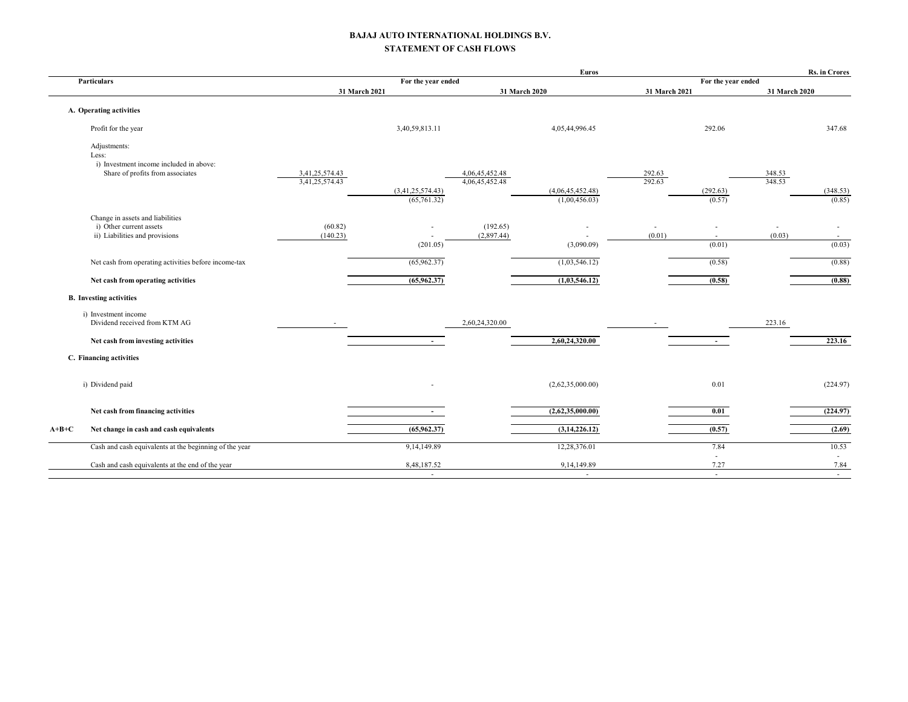# BAJAJ AUTO INTERNATIONAL HOLDINGS B.V.

## STATEMENT OF CASH FLOWS

| | Particulars | Euros | | | | Rs. in Crores | | | |
|---|---|---|---|---|---|---|---|---|---|
| | | For the year ended | | | | For the year ended | | | |
| | | 31 March 2021 | | 31 March 2020 | | 31 March 2021 | | 31 March 2020 | |
| | **A. Operating activities** | | | | | | | | |
| | Profit for the year | | 3,40,59,813.11 | | 4,05,44,996.45 | | 292.06 | | 347.68 |
| | Adjustments: | | | | | | | | |
| | Less: | | | | | | | | |
| | i) Investment income included in above: | | | | | | | | |
| | Share of profits from associates | 3,41,25,574.43 | | 4,06,45,452.48 | | 292.63 | | 348.53 | |
| | | 3,41,25,574.43 | | 4,06,45,452.48 | | 292.63 | | 348.53 | |
| | | | (3,41,25,574.43) | | (4,06,45,452.48) | | (292.63) | | (348.53) |
| | | | (65,761.32) | | (1,00,456.03) | | (0.57) | | (0.85) |
| | Change in assets and liabilities | | | | | | | | |
| | i) Other current assets | (60.82) | - | (192.65) | - | - | - | - | - |
| | ii) Liabilities and provisions | (140.23) | - | (2,897.44) | - | (0.01) | - | (0.03) | - |
| | | | (201.05) | | (3,090.09) | | (0.01) | | (0.03) |
| | Net cash from operating activities before income-tax | | (65,962.37) | | (1,03,546.12) | | (0.58) | | (0.88) |
| | **Net cash from operating activities** | | **(65,962.37)** | | **(1,03,546.12)** | | **(0.58)** | | **(0.88)** |
| | **B. Investing activities** | | | | | | | | |
| | i) Investment income | | | | | | | | |
| | Dividend received from KTM AG | - | | 2,60,24,320.00 | | - | | 223.16 | |
| | **Net cash from investing activities** | | **-** | | **2,60,24,320.00** | | **-** | | **223.16** |
| | **C. Financing activities** | | | | | | | | |
| | i) Dividend paid | | - | | (2,62,35,000.00) | | 0.01 | | (224.97) |
| | **Net cash from financing activities** | | **-** | | **(2,62,35,000.00)** | | **0.01** | | **(224.97)** |
| **A+B+C** | **Net change in cash and cash equivalents** | | **(65,962.37)** | | **(3,14,226.12)** | | **(0.57)** | | **(2.69)** |
| | Cash and cash equivalents at the beginning of the year | | 9,14,149.89 | | 12,28,376.01 | | 7.84 | | 10.53 |
| | | | | | | | - | | - |
| | Cash and cash equivalents at the end of the year | | 8,48,187.52 | | 9,14,149.89 | | 7.27 | | 7.84 |
| | | | - | | - | | - | | - |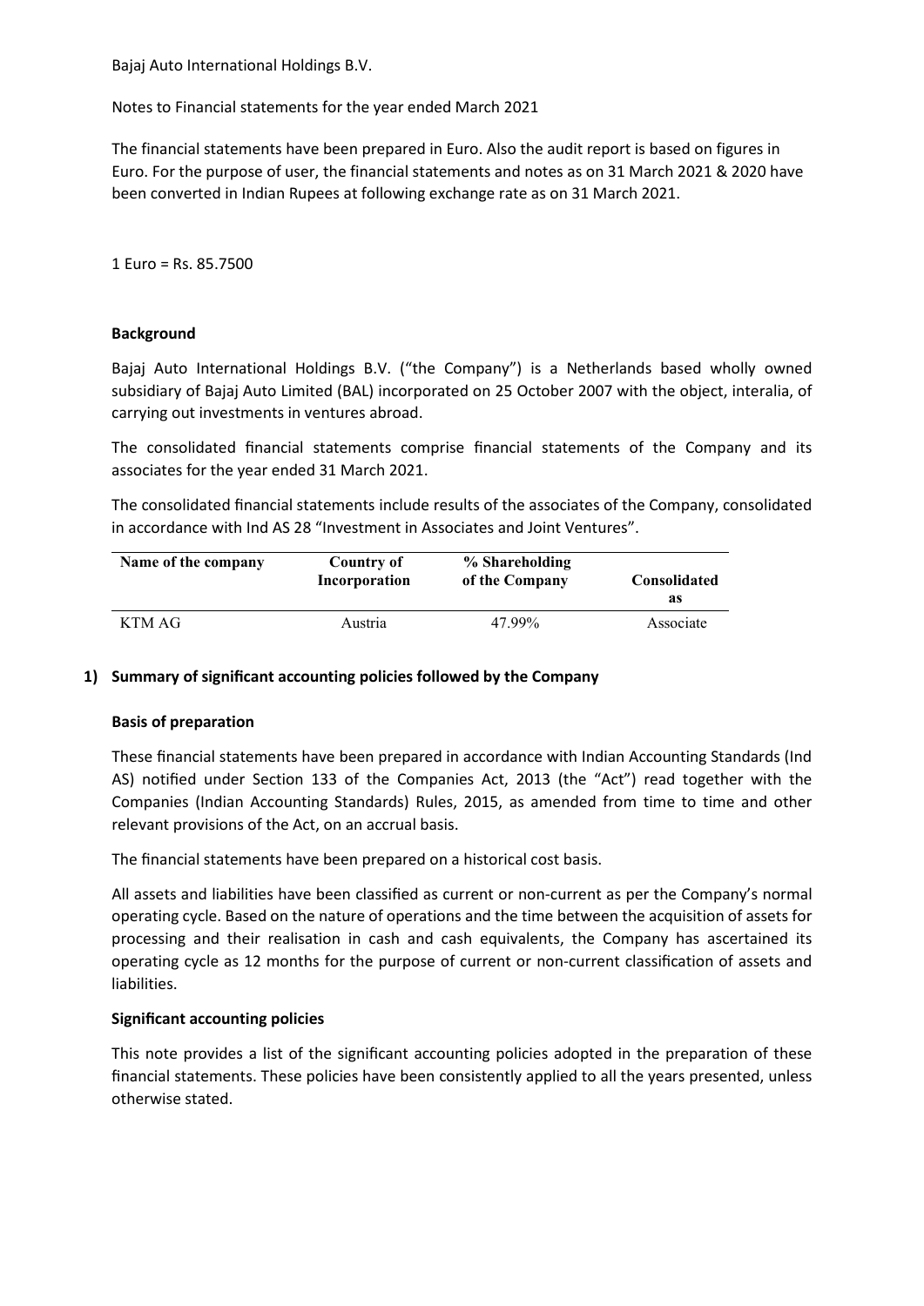Bajaj Auto International Holdings B.V.

Notes to Financial statements for the year ended March 2021

The financial statements have been prepared in Euro. Also the audit report is based on figures in Euro. For the purpose of user, the financial statements and notes as on 31 March 2021 & 2020 have been converted in Indian Rupees at following exchange rate as on 31 March 2021.

1 Euro = Rs. 85.7500

**Background**

Bajaj Auto International Holdings B.V. ("the Company") is a Netherlands based wholly owned subsidiary of Bajaj Auto Limited (BAL) incorporated on 25 October 2007 with the object, interalia, of carrying out investments in ventures abroad.

The consolidated financial statements comprise financial statements of the Company and its associates for the year ended 31 March 2021.

The consolidated financial statements include results of the associates of the Company, consolidated in accordance with Ind AS 28 "Investment in Associates and Joint Ventures".

| Name of the company | Country of Incorporation | % Shareholding of the Company | Consolidated as |
|---|---|---|---|
| KTM AG | Austria | 47.99% | Associate |

## 1) Summary of significant accounting policies followed by the Company

**Basis of preparation**

These financial statements have been prepared in accordance with Indian Accounting Standards (Ind AS) notified under Section 133 of the Companies Act, 2013 (the "Act") read together with the Companies (Indian Accounting Standards) Rules, 2015, as amended from time to time and other relevant provisions of the Act, on an accrual basis.

The financial statements have been prepared on a historical cost basis.

All assets and liabilities have been classified as current or non-current as per the Company's normal operating cycle. Based on the nature of operations and the time between the acquisition of assets for processing and their realisation in cash and cash equivalents, the Company has ascertained its operating cycle as 12 months for the purpose of current or non-current classification of assets and liabilities.

**Significant accounting policies**

This note provides a list of the significant accounting policies adopted in the preparation of these financial statements. These policies have been consistently applied to all the years presented, unless otherwise stated.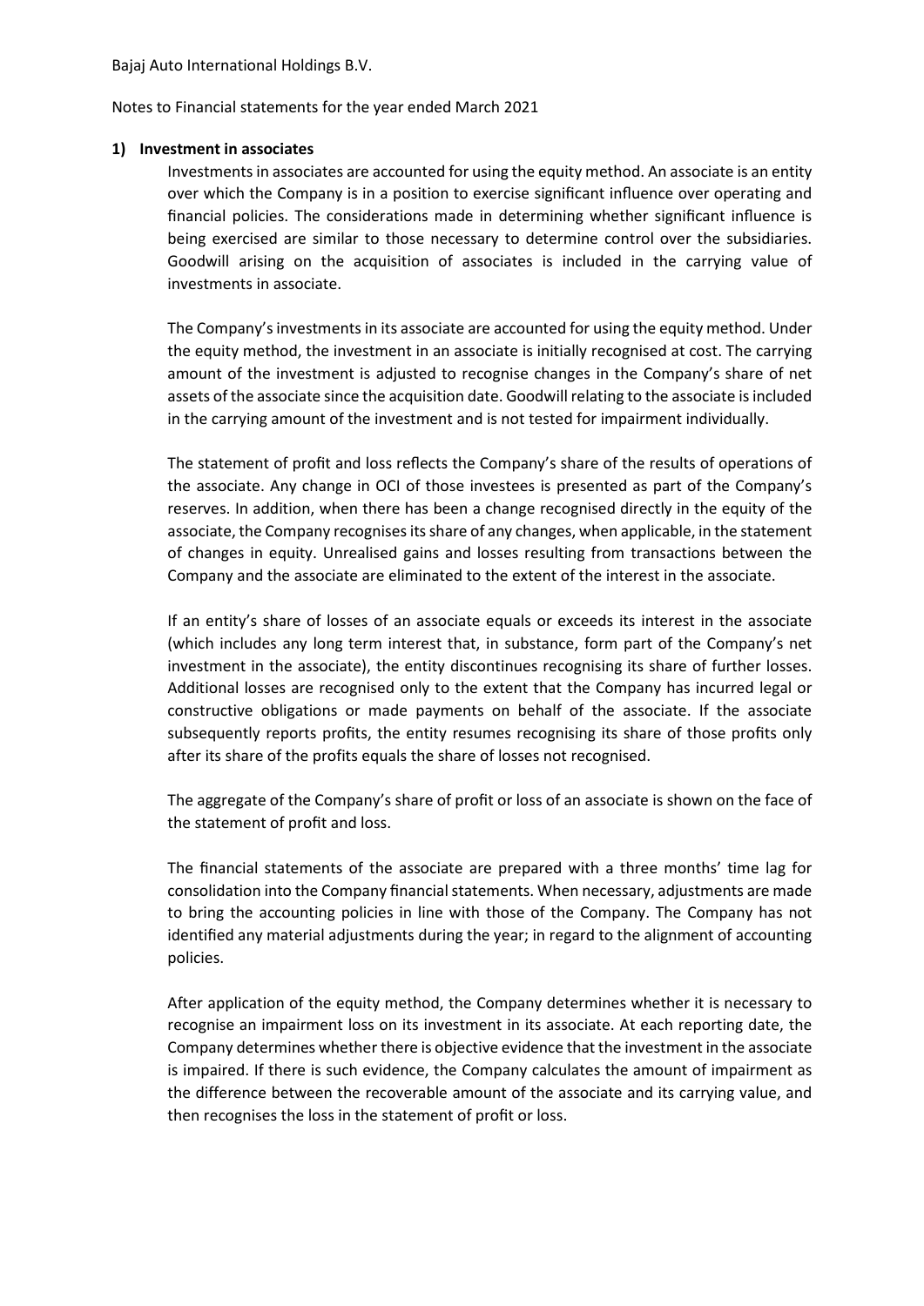Bajaj Auto International Holdings B.V.

Notes to Financial statements for the year ended March 2021

## 1) Investment in associates

Investments in associates are accounted for using the equity method. An associate is an entity over which the Company is in a position to exercise significant influence over operating and financial policies. The considerations made in determining whether significant influence is being exercised are similar to those necessary to determine control over the subsidiaries. Goodwill arising on the acquisition of associates is included in the carrying value of investments in associate.

The Company's investments in its associate are accounted for using the equity method. Under the equity method, the investment in an associate is initially recognised at cost. The carrying amount of the investment is adjusted to recognise changes in the Company's share of net assets of the associate since the acquisition date. Goodwill relating to the associate is included in the carrying amount of the investment and is not tested for impairment individually.

The statement of profit and loss reflects the Company's share of the results of operations of the associate. Any change in OCI of those investees is presented as part of the Company's reserves. In addition, when there has been a change recognised directly in the equity of the associate, the Company recognises its share of any changes, when applicable, in the statement of changes in equity. Unrealised gains and losses resulting from transactions between the Company and the associate are eliminated to the extent of the interest in the associate.

If an entity's share of losses of an associate equals or exceeds its interest in the associate (which includes any long term interest that, in substance, form part of the Company's net investment in the associate), the entity discontinues recognising its share of further losses. Additional losses are recognised only to the extent that the Company has incurred legal or constructive obligations or made payments on behalf of the associate. If the associate subsequently reports profits, the entity resumes recognising its share of those profits only after its share of the profits equals the share of losses not recognised.

The aggregate of the Company's share of profit or loss of an associate is shown on the face of the statement of profit and loss.

The financial statements of the associate are prepared with a three months' time lag for consolidation into the Company financial statements. When necessary, adjustments are made to bring the accounting policies in line with those of the Company. The Company has not identified any material adjustments during the year; in regard to the alignment of accounting policies.

After application of the equity method, the Company determines whether it is necessary to recognise an impairment loss on its investment in its associate. At each reporting date, the Company determines whether there is objective evidence that the investment in the associate is impaired. If there is such evidence, the Company calculates the amount of impairment as the difference between the recoverable amount of the associate and its carrying value, and then recognises the loss in the statement of profit or loss.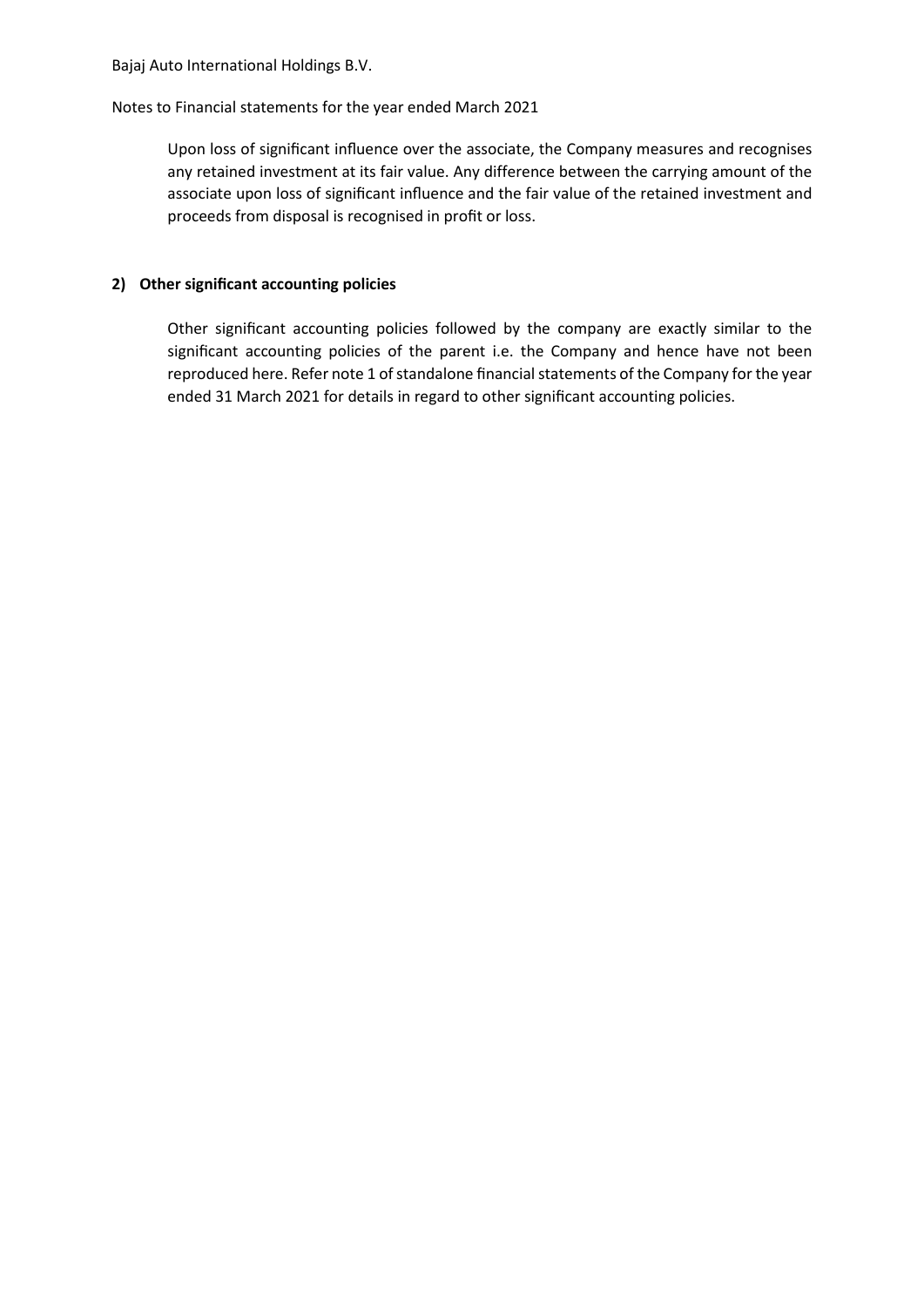Upon loss of significant influence over the associate, the Company measures and recognises any retained investment at its fair value. Any difference between the carrying amount of the associate upon loss of significant influence and the fair value of the retained investment and proceeds from disposal is recognised in profit or loss.

**2) Other significant accounting policies**

Other significant accounting policies followed by the company are exactly similar to the significant accounting policies of the parent i.e. the Company and hence have not been reproduced here. Refer note 1 of standalone financial statements of the Company for the year ended 31 March 2021 for details in regard to other significant accounting policies.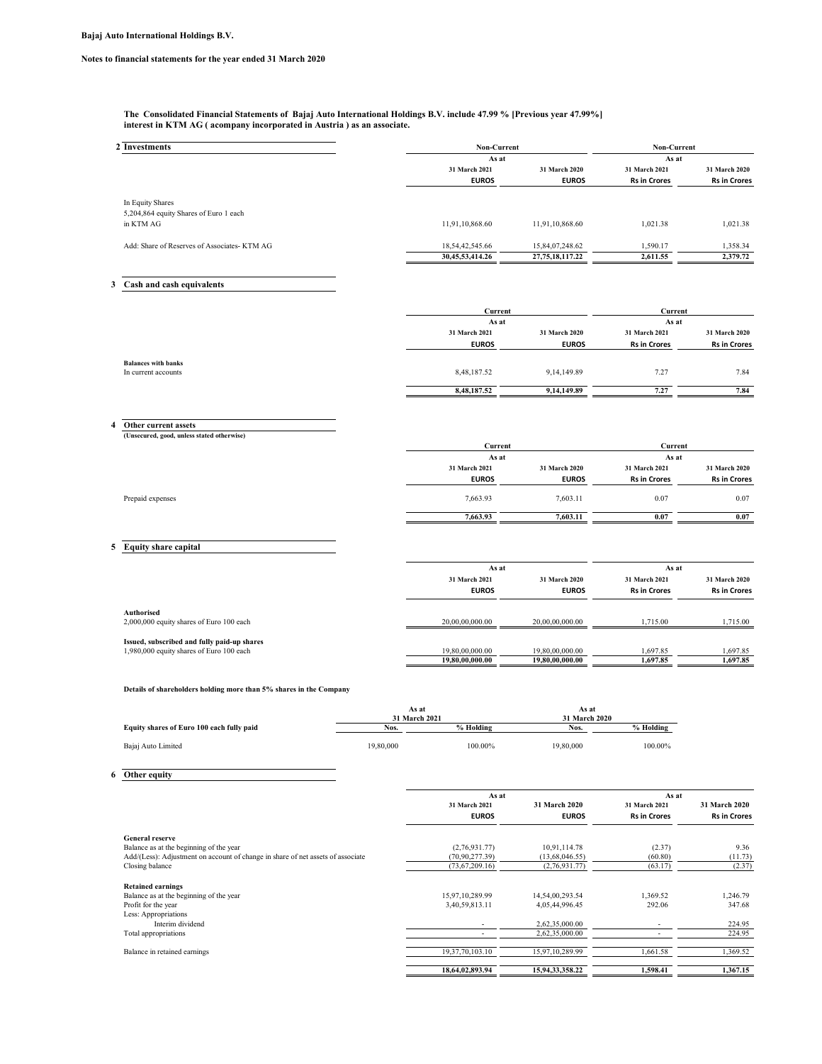**Bajaj Auto International Holdings B.V.**

**Notes to financial statements for the year ended 31 March 2020**

**The Consolidated Financial Statements of Bajaj Auto International Holdings B.V. include 47.99 % [Previous year 47.99%] interest in KTM AG ( acompany incorporated in Austria ) as an associate.**

## 2 Investments

| | Non-Current | | Non-Current | |
|---|---|---|---|---|
| | As at | | As at | |
| | 31 March 2021 | 31 March 2020 | 31 March 2021 | 31 March 2020 |
| | EUROS | EUROS | Rs in Crores | Rs in Crores |
| In Equity Shares | | | | |
| 5,204,864 equity Shares of Euro 1 each in KTM AG | 11,91,10,868.60 | 11,91,10,868.60 | 1,021.38 | 1,021.38 |
| Add: Share of Reserves of Associates- KTM AG | 18,54,42,545.66 | 15,84,07,248.62 | 1,590.17 | 1,358.34 |
| | **30,45,53,414.26** | **27,75,18,117.22** | **2,611.55** | **2,379.72** |

## 3 Cash and cash equivalents

| | Current | | Current | |
|---|---|---|---|---|
| | As at | | As at | |
| | 31 March 2021 | 31 March 2020 | 31 March 2021 | 31 March 2020 |
| | EUROS | EUROS | Rs in Crores | Rs in Crores |
| **Balances with banks** | | | | |
| In current accounts | 8,48,187.52 | 9,14,149.89 | 7.27 | 7.84 |
| | **8,48,187.52** | **9,14,149.89** | **7.27** | **7.84** |

## 4 Other current assets

**(Unsecured, good, unless stated otherwise)**

| | Current | | Current | |
|---|---|---|---|---|
| | As at | | As at | |
| | 31 March 2021 | 31 March 2020 | 31 March 2021 | 31 March 2020 |
| | EUROS | EUROS | Rs in Crores | Rs in Crores |
| Prepaid expenses | 7,663.93 | 7,603.11 | 0.07 | 0.07 |
| | **7,663.93** | **7,603.11** | **0.07** | **0.07** |

## 5 Equity share capital

| | As at | | As at | |
|---|---|---|---|---|
| | 31 March 2021 | 31 March 2020 | 31 March 2021 | 31 March 2020 |
| | EUROS | EUROS | Rs in Crores | Rs in Crores |
| **Authorised** | | | | |
| 2,000,000 equity shares of Euro 100 each | 20,00,00,000.00 | 20,00,00,000.00 | 1,715.00 | 1,715.00 |
| **Issued, subscribed and fully paid-up shares** | | | | |
| 1,980,000 equity shares of Euro 100 each | 19,80,00,000.00 | 19,80,00,000.00 | 1,697.85 | 1,697.85 |
| | **19,80,00,000.00** | **19,80,00,000.00** | **1,697.85** | **1,697.85** |

**Details of shareholders holding more than 5% shares in the Company**

| | As at 31 March 2021 | | As at 31 March 2020 | |
|---|---|---|---|---|
| **Equity shares of Euro 100 each fully paid** | **Nos.** | **% Holding** | **Nos.** | **% Holding** |
| Bajaj Auto Limited | 19,80,000 | 100.00% | 19,80,000 | 100.00% |

## 6 Other equity

| | As at | | As at | |
|---|---|---|---|---|
| | 31 March 2021 | 31 March 2020 | 31 March 2021 | 31 March 2020 |
| | EUROS | EUROS | Rs in Crores | Rs in Crores |
| **General reserve** | | | | |
| Balance as at the beginning of the year | (2,76,931.77) | 10,91,114.78 | (2.37) | 9.36 |
| Add/(Less): Adjustment on account of change in share of net assets of associate | (70,90,277.39) | (13,68,046.55) | (60.80) | (11.73) |
| Closing balance | (73,67,209.16) | (2,76,931.77) | (63.17) | (2.37) |
| **Retained earnings** | | | | |
| Balance as at the beginning of the year | 15,97,10,289.99 | 14,54,00,293.54 | 1,369.52 | 1,246.79 |
| Profit for the year | 3,40,59,813.11 | 4,05,44,996.45 | 292.06 | 347.68 |
| Less: Appropriations | | | | |
| Interim dividend | - | 2,62,35,000.00 | - | 224.95 |
| Total appropriations | - | 2,62,35,000.00 | - | 224.95 |
| Balance in retained earnings | 19,37,70,103.10 | 15,97,10,289.99 | 1,661.58 | 1,369.52 |
| | **18,64,02,893.94** | **15,94,33,358.22** | **1,598.41** | **1,367.15** |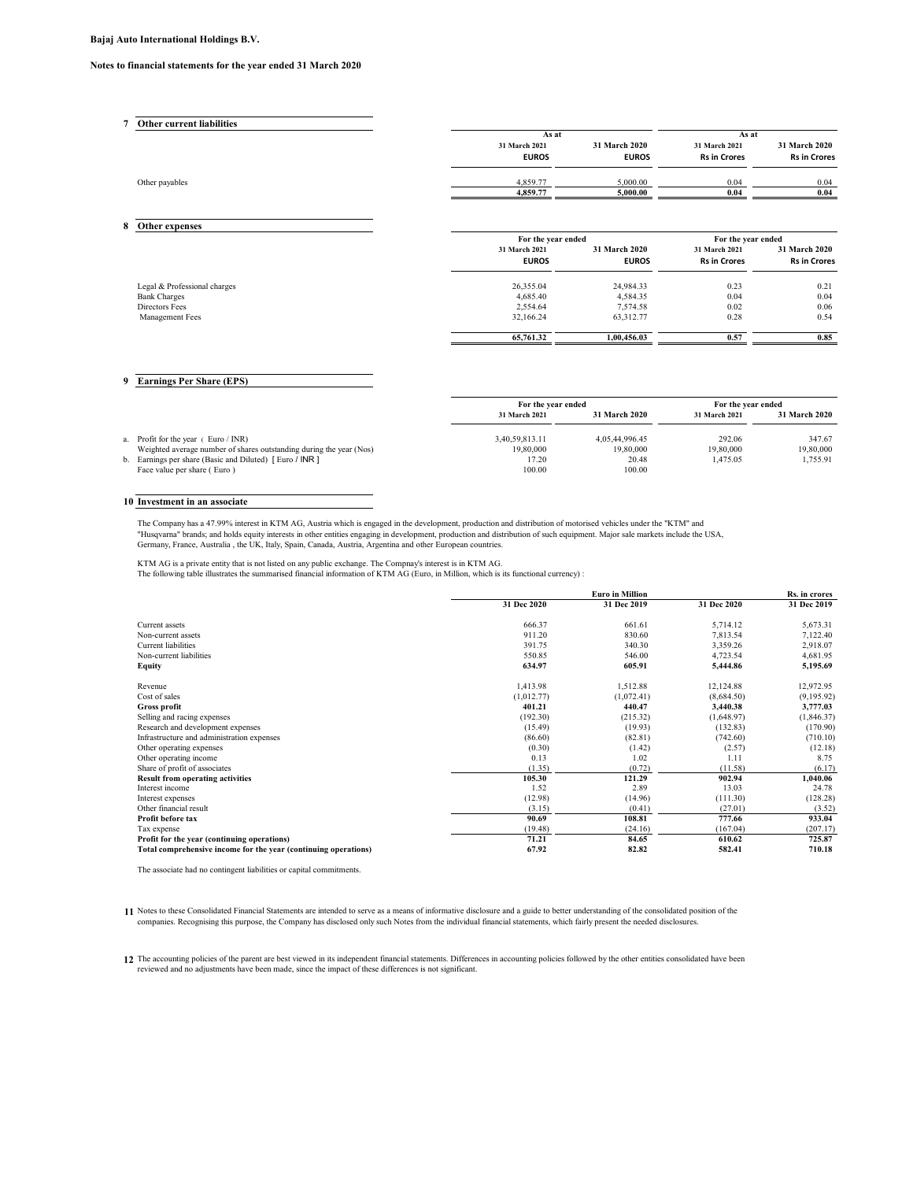**Bajaj Auto International Holdings B.V.**

**Notes to financial statements for the year ended 31 March 2020**

## 7 Other current liabilities

| | As at | | As at | |
|---|---|---|---|---|
| | 31 March 2021 | 31 March 2020 | 31 March 2021 | 31 March 2020 |
| | EUROS | EUROS | Rs in Crores | Rs in Crores |
| Other payables | 4,859.77 | 5,000.00 | 0.04 | 0.04 |
| | **4,859.77** | **5,000.00** | **0.04** | **0.04** |

## 8 Other expenses

| | For the year ended | | For the year ended | |
|---|---|---|---|---|
| | 31 March 2021 | 31 March 2020 | 31 March 2021 | 31 March 2020 |
| | EUROS | EUROS | Rs in Crores | Rs in Crores |
| Legal & Professional charges | 26,355.04 | 24,984.33 | 0.23 | 0.21 |
| Bank Charges | 4,685.40 | 4,584.35 | 0.04 | 0.04 |
| Directors Fees | 2,554.64 | 7,574.58 | 0.02 | 0.06 |
| Management Fees | 32,166.24 | 63,312.77 | 0.28 | 0.54 |
| | **65,761.32** | **1,00,456.03** | **0.57** | **0.85** |

## 9 Earnings Per Share (EPS)

| | For the year ended | | For the year ended | |
|---|---|---|---|---|
| | 31 March 2021 | 31 March 2020 | 31 March 2021 | 31 March 2020 |
| a. Profit for the year ( Euro / INR) | 3,40,59,813.11 | 4,05,44,996.45 | 292.06 | 347.67 |
| Weighted average number of shares outstanding during the year (Nos) | 19,80,000 | 19,80,000 | 19,80,000 | 19,80,000 |
| b. Earnings per share (Basic and Diluted) [ Euro / INR ] | 17.20 | 20.48 | 1,475.05 | 1,755.91 |
| Face value per share ( Euro ) | 100.00 | 100.00 | | |

## 10 Investment in an associate

The Company has a 47.99% interest in KTM AG, Austria which is engaged in the development, production and distribution of motorised vehicles under the "KTM" and "Husqvarna" brands; and holds equity interests in other entities engaging in development, production and distribution of such equipment. Major sale markets include the USA, Germany, France, Australia , the UK, Italy, Spain, Canada, Austria, Argentina and other European countries.

KTM AG is a private entity that is not listed on any public exchange. The Compnay's interest is in KTM AG.
The following table illustrates the summarised financial information of KTM AG (Euro, in Million, which is its functional currency) :

| | Euro in Million | | Rs. in crores | |
|---|---|---|---|---|
| | 31 Dec 2020 | 31 Dec 2019 | 31 Dec 2020 | 31 Dec 2019 |
| Current assets | 666.37 | 661.61 | 5,714.12 | 5,673.31 |
| Non-current assets | 911.20 | 830.60 | 7,813.54 | 7,122.40 |
| Current liabilities | 391.75 | 340.30 | 3,359.26 | 2,918.07 |
| Non-current liabilities | 550.85 | 546.00 | 4,723.54 | 4,681.95 |
| **Equity** | **634.97** | **605.91** | **5,444.86** | **5,195.69** |
| Revenue | 1,413.98 | 1,512.88 | 12,124.88 | 12,972.95 |
| Cost of sales | (1,012.77) | (1,072.41) | (8,684.50) | (9,195.92) |
| **Gross profit** | **401.21** | **440.47** | **3,440.38** | **3,777.03** |
| Selling and racing expenses | (192.30) | (215.32) | (1,648.97) | (1,846.37) |
| Research and development expenses | (15.49) | (19.93) | (132.83) | (170.90) |
| Infrastructure and administration expenses | (86.60) | (82.81) | (742.60) | (710.10) |
| Other operating expenses | (0.30) | (1.42) | (2.57) | (12.18) |
| Other operating income | 0.13 | 1.02 | 1.11 | 8.75 |
| Share of profit of associates | (1.35) | (0.72) | (11.58) | (6.17) |
| **Result from operating activities** | **105.30** | **121.29** | **902.94** | **1,040.06** |
| Interest income | 1.52 | 2.89 | 13.03 | 24.78 |
| Interest expenses | (12.98) | (14.96) | (111.30) | (128.28) |
| Other financial result | (3.15) | (0.41) | (27.01) | (3.52) |
| **Profit before tax** | **90.69** | **108.81** | **777.66** | **933.04** |
| Tax expense | (19.48) | (24.16) | (167.04) | (207.17) |
| **Profit for the year (continuing operations)** | **71.21** | **84.65** | **610.62** | **725.87** |
| **Total comprehensive income for the year (continuing operations)** | **67.92** | **82.82** | **582.41** | **710.18** |

The associate had no contingent liabilities or capital commitments.

**11** Notes to these Consolidated Financial Statements are intended to serve as a means of informative disclosure and a guide to better understanding of the consolidated position of the companies. Recognising this purpose, the Company has disclosed only such Notes from the individual financial statements, which fairly present the needed disclosures.

**12** The accounting policies of the parent are best viewed in its independent financial statements. Differences in accounting policies followed by the other entities consolidated have been reviewed and no adjustments have been made, since the impact of these differences is not significant.